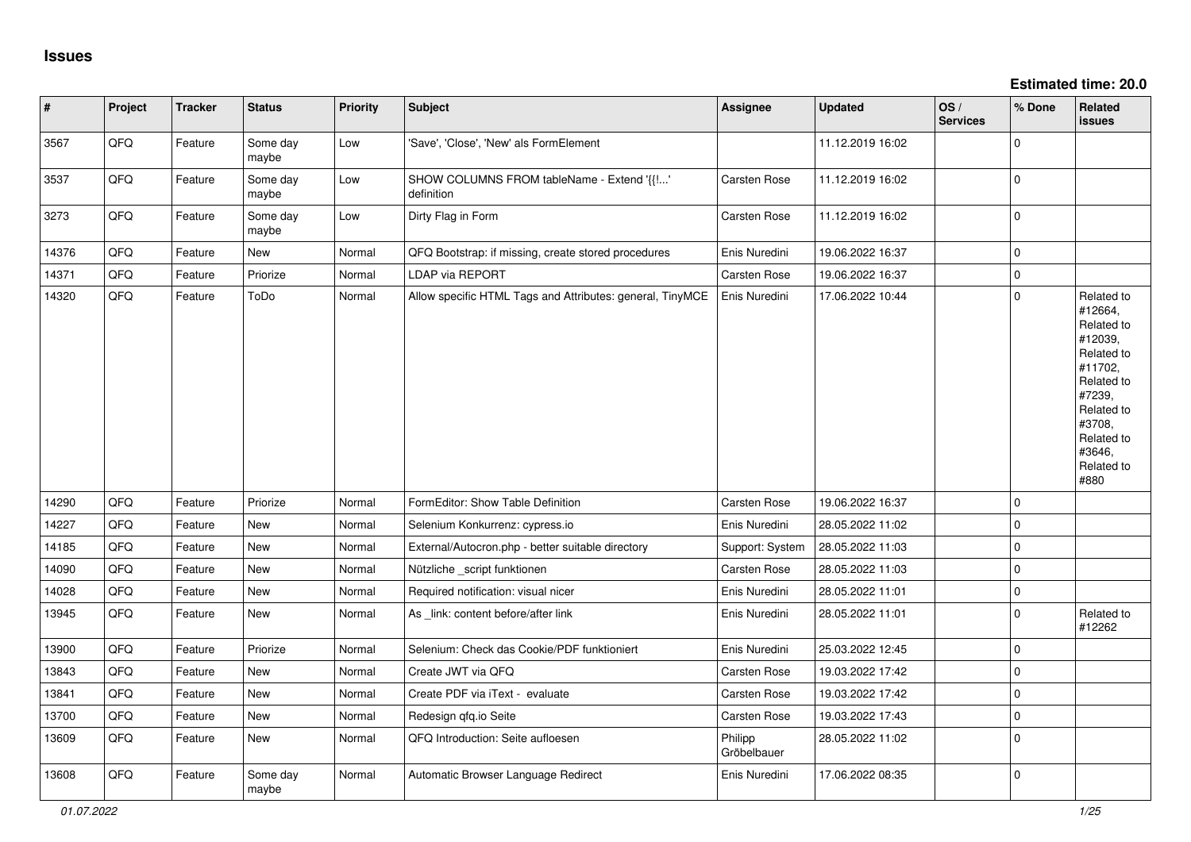# Issues

**Estimated time: 20.0**

| # | Project | Tracker | Status | Priority | Subject | Assignee | Updated | OS / Services | % Done | Related issues |
|---|---|---|---|---|---|---|---|---|---|---|
| 3567 | QFQ | Feature | Some day maybe | Low | 'Save', 'Close', 'New' als FormElement | | 11.12.2019 16:02 | | 0 | |
| 3537 | QFQ | Feature | Some day maybe | Low | SHOW COLUMNS FROM tableName - Extend '{{!...' definition | Carsten Rose | 11.12.2019 16:02 | | 0 | |
| 3273 | QFQ | Feature | Some day maybe | Low | Dirty Flag in Form | Carsten Rose | 11.12.2019 16:02 | | 0 | |
| 14376 | QFQ | Feature | New | Normal | QFQ Bootstrap: if missing, create stored procedures | Enis Nuredini | 19.06.2022 16:37 | | 0 | |
| 14371 | QFQ | Feature | Priorize | Normal | LDAP via REPORT | Carsten Rose | 19.06.2022 16:37 | | 0 | |
| 14320 | QFQ | Feature | ToDo | Normal | Allow specific HTML Tags and Attributes: general, TinyMCE | Enis Nuredini | 17.06.2022 10:44 | | 0 | Related to #12664, Related to #12039, Related to #11702, Related to #7239, Related to #3708, Related to #3646, Related to #880 |
| 14290 | QFQ | Feature | Priorize | Normal | FormEditor: Show Table Definition | Carsten Rose | 19.06.2022 16:37 | | 0 | |
| 14227 | QFQ | Feature | New | Normal | Selenium Konkurrenz: cypress.io | Enis Nuredini | 28.05.2022 11:02 | | 0 | |
| 14185 | QFQ | Feature | New | Normal | External/Autocron.php - better suitable directory | Support: System | 28.05.2022 11:03 | | 0 | |
| 14090 | QFQ | Feature | New | Normal | Nützliche _script funktionen | Carsten Rose | 28.05.2022 11:03 | | 0 | |
| 14028 | QFQ | Feature | New | Normal | Required notification: visual nicer | Enis Nuredini | 28.05.2022 11:01 | | 0 | |
| 13945 | QFQ | Feature | New | Normal | As _link: content before/after link | Enis Nuredini | 28.05.2022 11:01 | | 0 | Related to #12262 |
| 13900 | QFQ | Feature | Priorize | Normal | Selenium: Check das Cookie/PDF funktioniert | Enis Nuredini | 25.03.2022 12:45 | | 0 | |
| 13843 | QFQ | Feature | New | Normal | Create JWT via QFQ | Carsten Rose | 19.03.2022 17:42 | | 0 | |
| 13841 | QFQ | Feature | New | Normal | Create PDF via iText - evaluate | Carsten Rose | 19.03.2022 17:42 | | 0 | |
| 13700 | QFQ | Feature | New | Normal | Redesign qfq.io Seite | Carsten Rose | 19.03.2022 17:43 | | 0 | |
| 13609 | QFQ | Feature | New | Normal | QFQ Introduction: Seite aufloesen | Philipp Gröbelbauer | 28.05.2022 11:02 | | 0 | |
| 13608 | QFQ | Feature | Some day maybe | Normal | Automatic Browser Language Redirect | Enis Nuredini | 17.06.2022 08:35 | | 0 | |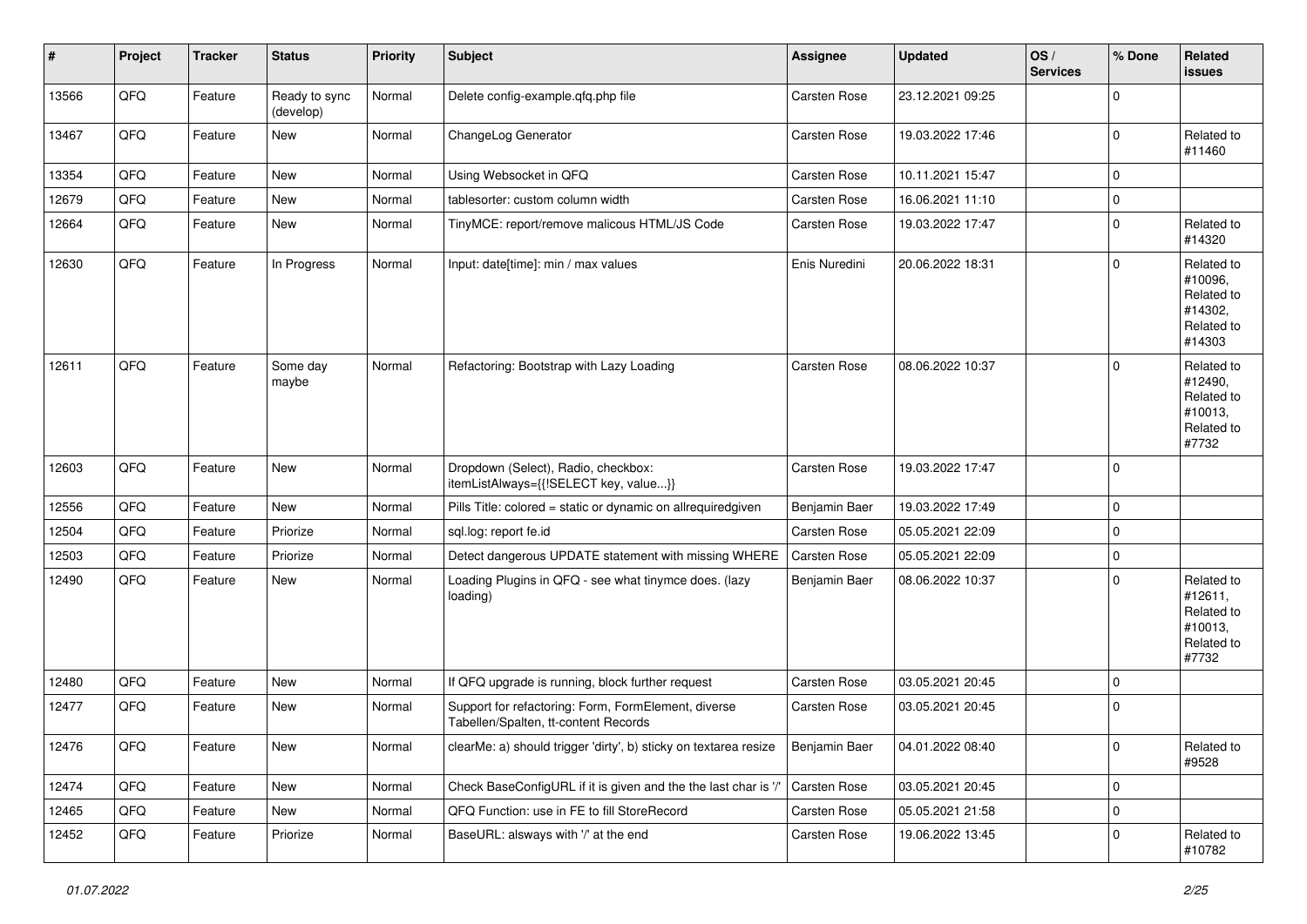| # | Project | Tracker | Status | Priority | Subject | Assignee | Updated | OS / Services | % Done | Related issues |
|---|---|---|---|---|---|---|---|---|---|---|
| 13566 | QFQ | Feature | Ready to sync (develop) | Normal | Delete config-example.qfq.php file | Carsten Rose | 23.12.2021 09:25 | | 0 | |
| 13467 | QFQ | Feature | New | Normal | ChangeLog Generator | Carsten Rose | 19.03.2022 17:46 | | 0 | Related to #11460 |
| 13354 | QFQ | Feature | New | Normal | Using Websocket in QFQ | Carsten Rose | 10.11.2021 15:47 | | 0 | |
| 12679 | QFQ | Feature | New | Normal | tablesorter: custom column width | Carsten Rose | 16.06.2021 11:10 | | 0 | |
| 12664 | QFQ | Feature | New | Normal | TinyMCE: report/remove malicous HTML/JS Code | Carsten Rose | 19.03.2022 17:47 | | 0 | Related to #14320 |
| 12630 | QFQ | Feature | In Progress | Normal | Input: date[time]: min / max values | Enis Nuredini | 20.06.2022 18:31 | | 0 | Related to #10096, Related to #14302, Related to #14303 |
| 12611 | QFQ | Feature | Some day maybe | Normal | Refactoring: Bootstrap with Lazy Loading | Carsten Rose | 08.06.2022 10:37 | | 0 | Related to #12490, Related to #10013, Related to #7732 |
| 12603 | QFQ | Feature | New | Normal | Dropdown (Select), Radio, checkbox: itemListAlways={{!SELECT key, value...}} | Carsten Rose | 19.03.2022 17:47 | | 0 | |
| 12556 | QFQ | Feature | New | Normal | Pills Title: colored = static or dynamic on allrequiredgiven | Benjamin Baer | 19.03.2022 17:49 | | 0 | |
| 12504 | QFQ | Feature | Priorize | Normal | sql.log: report fe.id | Carsten Rose | 05.05.2021 22:09 | | 0 | |
| 12503 | QFQ | Feature | Priorize | Normal | Detect dangerous UPDATE statement with missing WHERE | Carsten Rose | 05.05.2021 22:09 | | 0 | |
| 12490 | QFQ | Feature | New | Normal | Loading Plugins in QFQ - see what tinymce does. (lazy loading) | Benjamin Baer | 08.06.2022 10:37 | | 0 | Related to #12611, Related to #10013, Related to #7732 |
| 12480 | QFQ | Feature | New | Normal | If QFQ upgrade is running, block further request | Carsten Rose | 03.05.2021 20:45 | | 0 | |
| 12477 | QFQ | Feature | New | Normal | Support for refactoring: Form, FormElement, diverse Tabellen/Spalten, tt-content Records | Carsten Rose | 03.05.2021 20:45 | | 0 | |
| 12476 | QFQ | Feature | New | Normal | clearMe: a) should trigger 'dirty', b) sticky on textarea resize | Benjamin Baer | 04.01.2022 08:40 | | 0 | Related to #9528 |
| 12474 | QFQ | Feature | New | Normal | Check BaseConfigURL if it is given and the the last char is '/' | Carsten Rose | 03.05.2021 20:45 | | 0 | |
| 12465 | QFQ | Feature | New | Normal | QFQ Function: use in FE to fill StoreRecord | Carsten Rose | 05.05.2021 21:58 | | 0 | |
| 12452 | QFQ | Feature | Priorize | Normal | BaseURL: alsways with '/' at the end | Carsten Rose | 19.06.2022 13:45 | | 0 | Related to #10782 |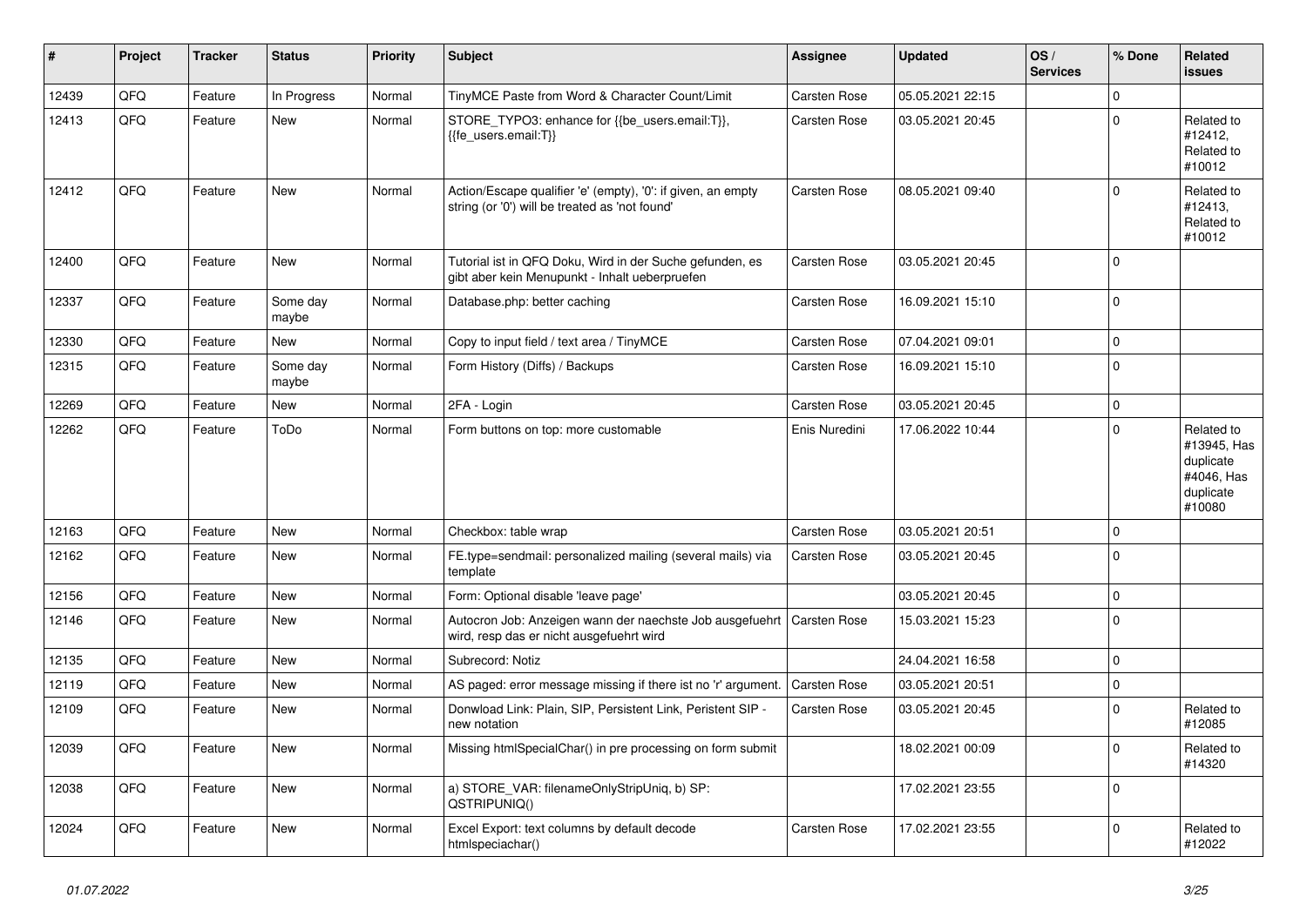| # | Project | Tracker | Status | Priority | Subject | Assignee | Updated | OS / Services | % Done | Related issues |
|---|---|---|---|---|---|---|---|---|---|---|
| 12439 | QFQ | Feature | In Progress | Normal | TinyMCE Paste from Word & Character Count/Limit | Carsten Rose | 05.05.2021 22:15 | | 0 | |
| 12413 | QFQ | Feature | New | Normal | STORE_TYPO3: enhance for {{be_users.email:T}}, {{fe_users.email:T}} | Carsten Rose | 03.05.2021 20:45 | | 0 | Related to #12412, Related to #10012 |
| 12412 | QFQ | Feature | New | Normal | Action/Escape qualifier 'e' (empty), '0': if given, an empty string (or '0') will be treated as 'not found' | Carsten Rose | 08.05.2021 09:40 | | 0 | Related to #12413, Related to #10012 |
| 12400 | QFQ | Feature | New | Normal | Tutorial ist in QFQ Doku, Wird in der Suche gefunden, es gibt aber kein Menupunkt - Inhalt ueberpruefen | Carsten Rose | 03.05.2021 20:45 | | 0 | |
| 12337 | QFQ | Feature | Some day maybe | Normal | Database.php: better caching | Carsten Rose | 16.09.2021 15:10 | | 0 | |
| 12330 | QFQ | Feature | New | Normal | Copy to input field / text area / TinyMCE | Carsten Rose | 07.04.2021 09:01 | | 0 | |
| 12315 | QFQ | Feature | Some day maybe | Normal | Form History (Diffs) / Backups | Carsten Rose | 16.09.2021 15:10 | | 0 | |
| 12269 | QFQ | Feature | New | Normal | 2FA - Login | Carsten Rose | 03.05.2021 20:45 | | 0 | |
| 12262 | QFQ | Feature | ToDo | Normal | Form buttons on top: more customable | Enis Nuredini | 17.06.2022 10:44 | | 0 | Related to #13945, Has duplicate #4046, Has duplicate #10080 |
| 12163 | QFQ | Feature | New | Normal | Checkbox: table wrap | Carsten Rose | 03.05.2021 20:51 | | 0 | |
| 12162 | QFQ | Feature | New | Normal | FE.type=sendmail: personalized mailing (several mails) via template | Carsten Rose | 03.05.2021 20:45 | | 0 | |
| 12156 | QFQ | Feature | New | Normal | Form: Optional disable 'leave page' | | 03.05.2021 20:45 | | 0 | |
| 12146 | QFQ | Feature | New | Normal | Autocron Job: Anzeigen wann der naechste Job ausgefuehrt wird, resp das er nicht ausgefuehrt wird | Carsten Rose | 15.03.2021 15:23 | | 0 | |
| 12135 | QFQ | Feature | New | Normal | Subrecord: Notiz | | 24.04.2021 16:58 | | 0 | |
| 12119 | QFQ | Feature | New | Normal | AS paged: error message missing if there ist no 'r' argument. | Carsten Rose | 03.05.2021 20:51 | | 0 | |
| 12109 | QFQ | Feature | New | Normal | Donwload Link: Plain, SIP, Persistent Link, Peristent SIP - new notation | Carsten Rose | 03.05.2021 20:45 | | 0 | Related to #12085 |
| 12039 | QFQ | Feature | New | Normal | Missing htmlSpecialChar() in pre processing on form submit | | 18.02.2021 00:09 | | 0 | Related to #14320 |
| 12038 | QFQ | Feature | New | Normal | a) STORE_VAR: filenameOnlyStripUniq, b) SP: QSTRIPUNIQ() | | 17.02.2021 23:55 | | 0 | |
| 12024 | QFQ | Feature | New | Normal | Excel Export: text columns by default decode htmlspeciachar() | Carsten Rose | 17.02.2021 23:55 | | 0 | Related to #12022 |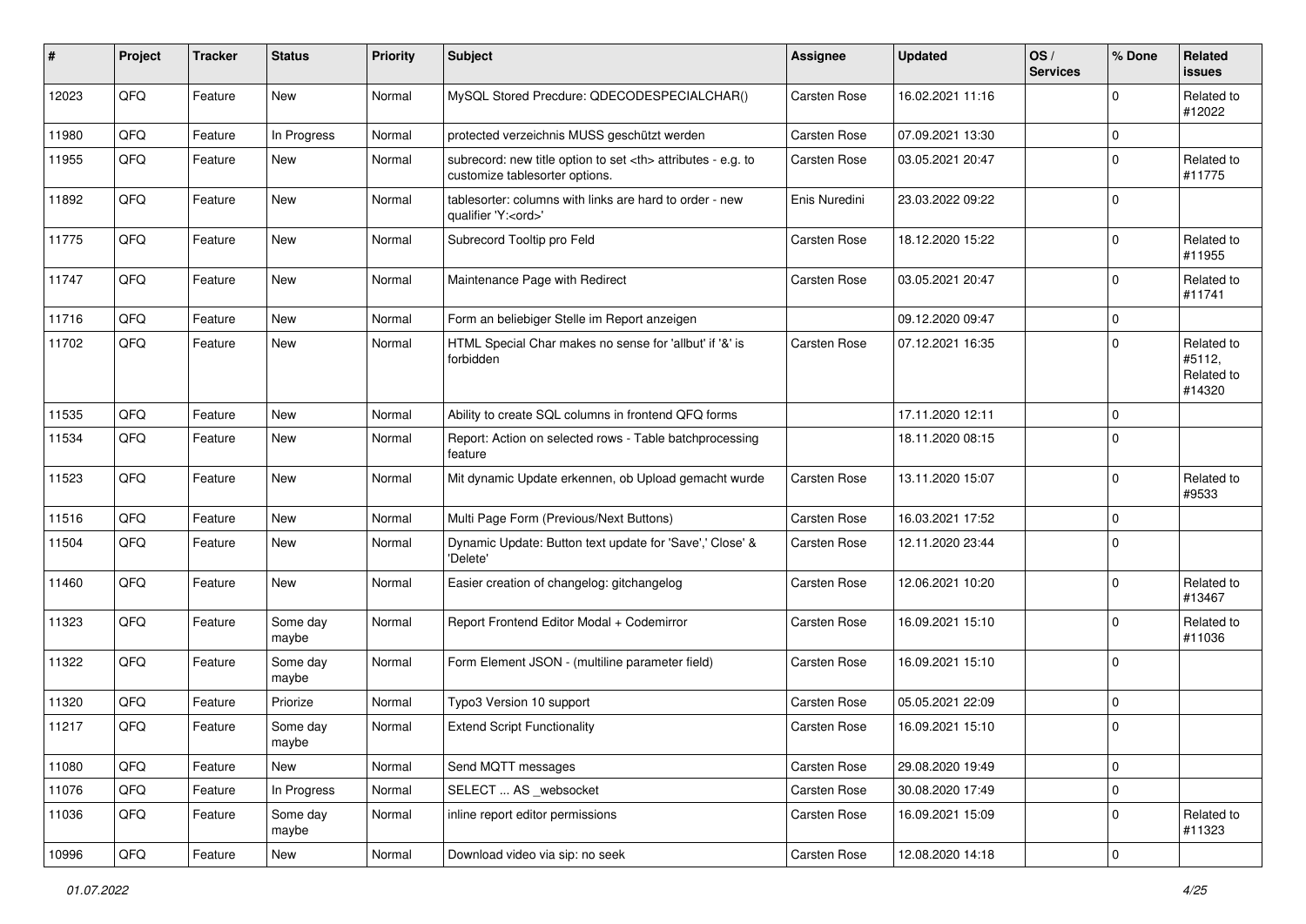| # | Project | Tracker | Status | Priority | Subject | Assignee | Updated | OS / Services | % Done | Related issues |
|---|---|---|---|---|---|---|---|---|---|---|
| 12023 | QFQ | Feature | New | Normal | MySQL Stored Precdure: QDECODESPECIALCHAR() | Carsten Rose | 16.02.2021 11:16 | | 0 | Related to #12022 |
| 11980 | QFQ | Feature | In Progress | Normal | protected verzeichnis MUSS geschützt werden | Carsten Rose | 07.09.2021 13:30 | | 0 | |
| 11955 | QFQ | Feature | New | Normal | subrecord: new title option to set <th> attributes - e.g. to customize tablesorter options. | Carsten Rose | 03.05.2021 20:47 | | 0 | Related to #11775 |
| 11892 | QFQ | Feature | New | Normal | tablesorter: columns with links are hard to order - new qualifier 'Y:<ord>' | Enis Nuredini | 23.03.2022 09:22 | | 0 | |
| 11775 | QFQ | Feature | New | Normal | Subrecord Tooltip pro Feld | Carsten Rose | 18.12.2020 15:22 | | 0 | Related to #11955 |
| 11747 | QFQ | Feature | New | Normal | Maintenance Page with Redirect | Carsten Rose | 03.05.2021 20:47 | | 0 | Related to #11741 |
| 11716 | QFQ | Feature | New | Normal | Form an beliebiger Stelle im Report anzeigen | | 09.12.2020 09:47 | | 0 | |
| 11702 | QFQ | Feature | New | Normal | HTML Special Char makes no sense for 'allbut' if '&' is forbidden | Carsten Rose | 07.12.2021 16:35 | | 0 | Related to #5112, Related to #14320 |
| 11535 | QFQ | Feature | New | Normal | Ability to create SQL columns in frontend QFQ forms | | 17.11.2020 12:11 | | 0 | |
| 11534 | QFQ | Feature | New | Normal | Report: Action on selected rows - Table batchprocessing feature | | 18.11.2020 08:15 | | 0 | |
| 11523 | QFQ | Feature | New | Normal | Mit dynamic Update erkennen, ob Upload gemacht wurde | Carsten Rose | 13.11.2020 15:07 | | 0 | Related to #9533 |
| 11516 | QFQ | Feature | New | Normal | Multi Page Form (Previous/Next Buttons) | Carsten Rose | 16.03.2021 17:52 | | 0 | |
| 11504 | QFQ | Feature | New | Normal | Dynamic Update: Button text update for 'Save',' Close' & 'Delete' | Carsten Rose | 12.11.2020 23:44 | | 0 | |
| 11460 | QFQ | Feature | New | Normal | Easier creation of changelog: gitchangelog | Carsten Rose | 12.06.2021 10:20 | | 0 | Related to #13467 |
| 11323 | QFQ | Feature | Some day maybe | Normal | Report Frontend Editor Modal + Codemirror | Carsten Rose | 16.09.2021 15:10 | | 0 | Related to #11036 |
| 11322 | QFQ | Feature | Some day maybe | Normal | Form Element JSON - (multiline parameter field) | Carsten Rose | 16.09.2021 15:10 | | 0 | |
| 11320 | QFQ | Feature | Priorize | Normal | Typo3 Version 10 support | Carsten Rose | 05.05.2021 22:09 | | 0 | |
| 11217 | QFQ | Feature | Some day maybe | Normal | Extend Script Functionality | Carsten Rose | 16.09.2021 15:10 | | 0 | |
| 11080 | QFQ | Feature | New | Normal | Send MQTT messages | Carsten Rose | 29.08.2020 19:49 | | 0 | |
| 11076 | QFQ | Feature | In Progress | Normal | SELECT ... AS _websocket | Carsten Rose | 30.08.2020 17:49 | | 0 | |
| 11036 | QFQ | Feature | Some day maybe | Normal | inline report editor permissions | Carsten Rose | 16.09.2021 15:09 | | 0 | Related to #11323 |
| 10996 | QFQ | Feature | New | Normal | Download video via sip: no seek | Carsten Rose | 12.08.2020 14:18 | | 0 | |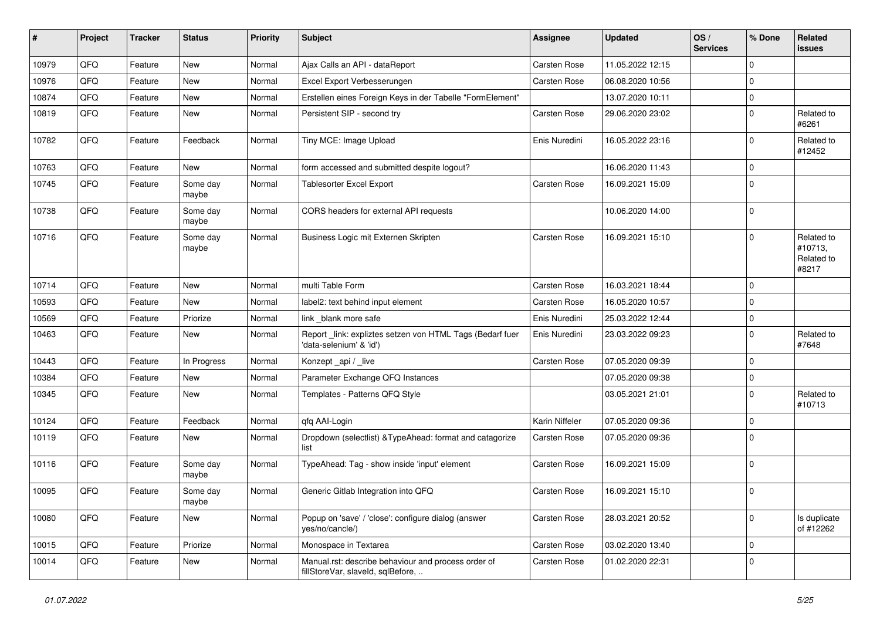| # | Project | Tracker | Status | Priority | Subject | Assignee | Updated | OS / Services | % Done | Related issues |
|---|---|---|---|---|---|---|---|---|---|---|
| 10979 | QFQ | Feature | New | Normal | Ajax Calls an API - dataReport | Carsten Rose | 11.05.2022 12:15 | | 0 | |
| 10976 | QFQ | Feature | New | Normal | Excel Export Verbesserungen | Carsten Rose | 06.08.2020 10:56 | | 0 | |
| 10874 | QFQ | Feature | New | Normal | Erstellen eines Foreign Keys in der Tabelle "FormElement" | | 13.07.2020 10:11 | | 0 | |
| 10819 | QFQ | Feature | New | Normal | Persistent SIP - second try | Carsten Rose | 29.06.2020 23:02 | | 0 | Related to #6261 |
| 10782 | QFQ | Feature | Feedback | Normal | Tiny MCE: Image Upload | Enis Nuredini | 16.05.2022 23:16 | | 0 | Related to #12452 |
| 10763 | QFQ | Feature | New | Normal | form accessed and submitted despite logout? | | 16.06.2020 11:43 | | 0 | |
| 10745 | QFQ | Feature | Some day maybe | Normal | Tablesorter Excel Export | Carsten Rose | 16.09.2021 15:09 | | 0 | |
| 10738 | QFQ | Feature | Some day maybe | Normal | CORS headers for external API requests | | 10.06.2020 14:00 | | 0 | |
| 10716 | QFQ | Feature | Some day maybe | Normal | Business Logic mit Externen Skripten | Carsten Rose | 16.09.2021 15:10 | | 0 | Related to #10713, Related to #8217 |
| 10714 | QFQ | Feature | New | Normal | multi Table Form | Carsten Rose | 16.03.2021 18:44 | | 0 | |
| 10593 | QFQ | Feature | New | Normal | label2: text behind input element | Carsten Rose | 16.05.2020 10:57 | | 0 | |
| 10569 | QFQ | Feature | Priorize | Normal | link _blank more safe | Enis Nuredini | 25.03.2022 12:44 | | 0 | |
| 10463 | QFQ | Feature | New | Normal | Report _link: expliztes setzen von HTML Tags (Bedarf fuer 'data-selenium' & 'id') | Enis Nuredini | 23.03.2022 09:23 | | 0 | Related to #7648 |
| 10443 | QFQ | Feature | In Progress | Normal | Konzept _api / _live | Carsten Rose | 07.05.2020 09:39 | | 0 | |
| 10384 | QFQ | Feature | New | Normal | Parameter Exchange QFQ Instances | | 07.05.2020 09:38 | | 0 | |
| 10345 | QFQ | Feature | New | Normal | Templates - Patterns QFQ Style | | 03.05.2021 21:01 | | 0 | Related to #10713 |
| 10124 | QFQ | Feature | Feedback | Normal | qfq AAI-Login | Karin Niffeler | 07.05.2020 09:36 | | 0 | |
| 10119 | QFQ | Feature | New | Normal | Dropdown (selectlist) &TypeAhead: format and catagorize list | Carsten Rose | 07.05.2020 09:36 | | 0 | |
| 10116 | QFQ | Feature | Some day maybe | Normal | TypeAhead: Tag - show inside 'input' element | Carsten Rose | 16.09.2021 15:09 | | 0 | |
| 10095 | QFQ | Feature | Some day maybe | Normal | Generic Gitlab Integration into QFQ | Carsten Rose | 16.09.2021 15:10 | | 0 | |
| 10080 | QFQ | Feature | New | Normal | Popup on 'save' / 'close': configure dialog (answer yes/no/cancle/) | Carsten Rose | 28.03.2021 20:52 | | 0 | Is duplicate of #12262 |
| 10015 | QFQ | Feature | Priorize | Normal | Monospace in Textarea | Carsten Rose | 03.02.2020 13:40 | | 0 | |
| 10014 | QFQ | Feature | New | Normal | Manual.rst: describe behaviour and process order of fillStoreVar, slaveId, sqlBefore, .. | Carsten Rose | 01.02.2020 22:31 | | 0 | |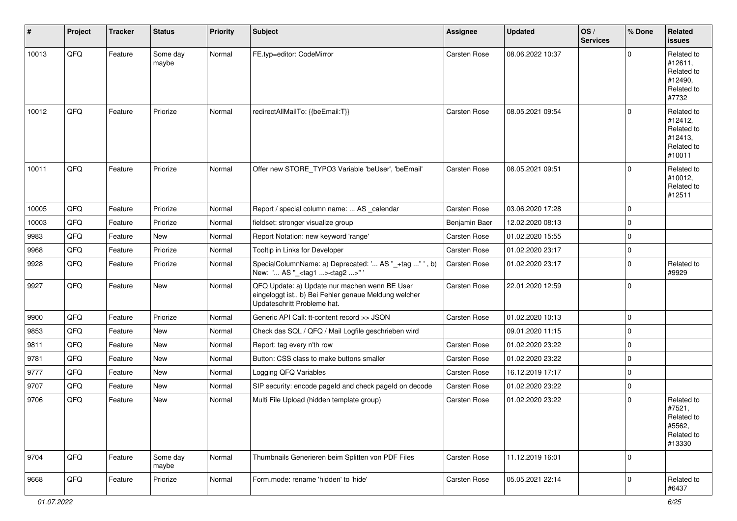| # | Project | Tracker | Status | Priority | Subject | Assignee | Updated | OS / Services | % Done | Related issues |
|---|---|---|---|---|---|---|---|---|---|---|
| 10013 | QFQ | Feature | Some day maybe | Normal | FE.typ=editor: CodeMirror | Carsten Rose | 08.06.2022 10:37 | | 0 | Related to #12611, Related to #12490, Related to #7732 |
| 10012 | QFQ | Feature | Priorize | Normal | redirectAllMailTo: {{beEmail:T}} | Carsten Rose | 08.05.2021 09:54 | | 0 | Related to #12412, Related to #12413, Related to #10011 |
| 10011 | QFQ | Feature | Priorize | Normal | Offer new STORE_TYPO3 Variable 'beUser', 'beEmail' | Carsten Rose | 08.05.2021 09:51 | | 0 | Related to #10012, Related to #12511 |
| 10005 | QFQ | Feature | Priorize | Normal | Report / special column name: ... AS _calendar | Carsten Rose | 03.06.2020 17:28 | | 0 | |
| 10003 | QFQ | Feature | Priorize | Normal | fieldset: stronger visualize group | Benjamin Baer | 12.02.2020 08:13 | | 0 | |
| 9983 | QFQ | Feature | New | Normal | Report Notation: new keyword 'range' | Carsten Rose | 01.02.2020 15:55 | | 0 | |
| 9968 | QFQ | Feature | Priorize | Normal | Tooltip in Links for Developer | Carsten Rose | 01.02.2020 23:17 | | 0 | |
| 9928 | QFQ | Feature | Priorize | Normal | SpecialColumnName: a) Deprecated: '... AS "_+tag ..." ', b) New: '... AS "_<tag1 ...><tag2 ...>" ' | Carsten Rose | 01.02.2020 23:17 | | 0 | Related to #9929 |
| 9927 | QFQ | Feature | New | Normal | QFQ Update: a) Update nur machen wenn BE User eingeloggt ist., b) Bei Fehler genaue Meldung welcher Updateschritt Probleme hat. | Carsten Rose | 22.01.2020 12:59 | | 0 | |
| 9900 | QFQ | Feature | Priorize | Normal | Generic API Call: tt-content record >> JSON | Carsten Rose | 01.02.2020 10:13 | | 0 | |
| 9853 | QFQ | Feature | New | Normal | Check das SQL / QFQ / Mail Logfile geschrieben wird | | 09.01.2020 11:15 | | 0 | |
| 9811 | QFQ | Feature | New | Normal | Report: tag every n'th row | Carsten Rose | 01.02.2020 23:22 | | 0 | |
| 9781 | QFQ | Feature | New | Normal | Button: CSS class to make buttons smaller | Carsten Rose | 01.02.2020 23:22 | | 0 | |
| 9777 | QFQ | Feature | New | Normal | Logging QFQ Variables | Carsten Rose | 16.12.2019 17:17 | | 0 | |
| 9707 | QFQ | Feature | New | Normal | SIP security: encode pageId and check pageId on decode | Carsten Rose | 01.02.2020 23:22 | | 0 | |
| 9706 | QFQ | Feature | New | Normal | Multi File Upload (hidden template group) | Carsten Rose | 01.02.2020 23:22 | | 0 | Related to #7521, Related to #5562, Related to #13330 |
| 9704 | QFQ | Feature | Some day maybe | Normal | Thumbnails Generieren beim Splitten von PDF Files | Carsten Rose | 11.12.2019 16:01 | | 0 | |
| 9668 | QFQ | Feature | Priorize | Normal | Form.mode: rename 'hidden' to 'hide' | Carsten Rose | 05.05.2021 22:14 | | 0 | Related to #6437 |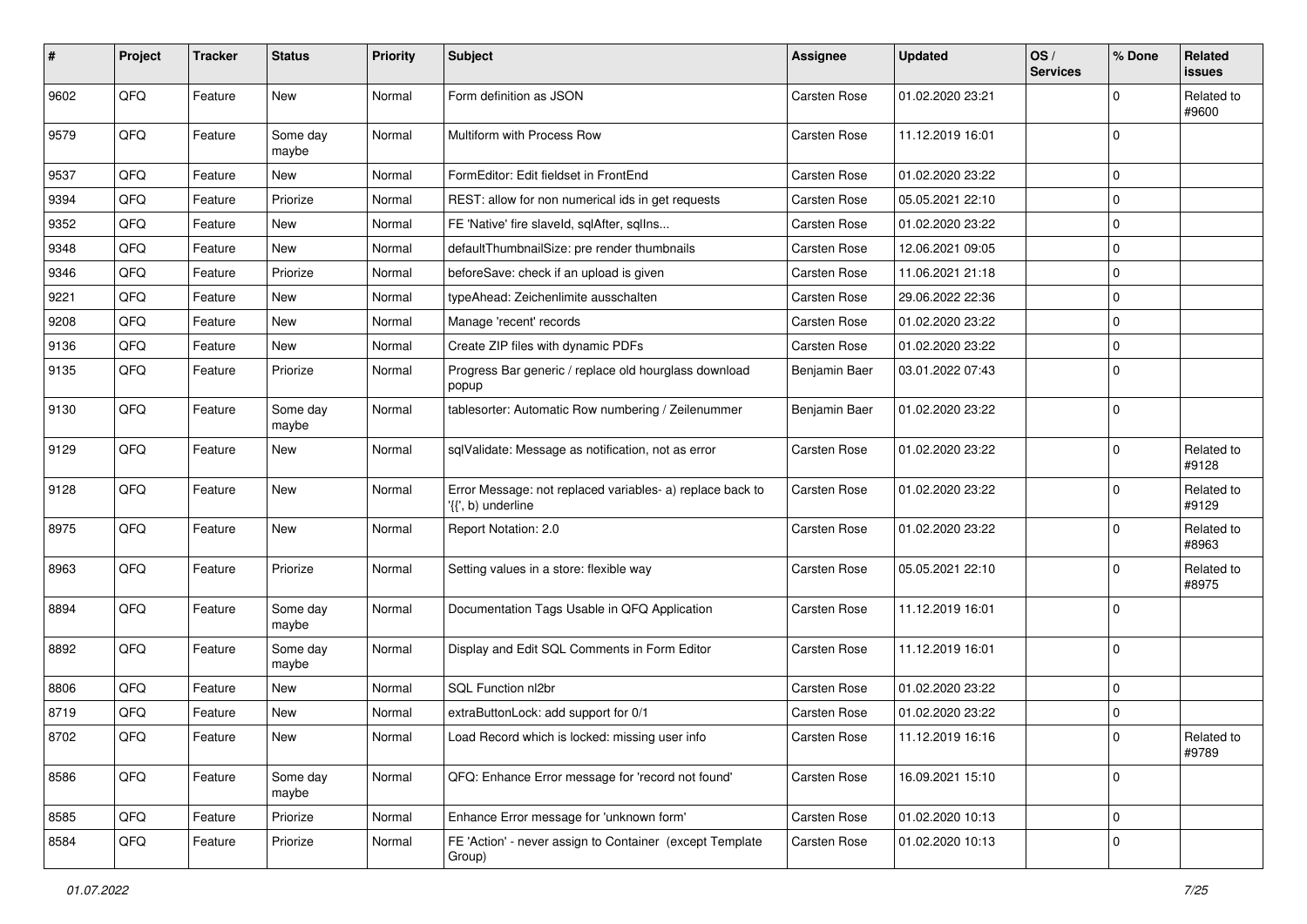| # | Project | Tracker | Status | Priority | Subject | Assignee | Updated | OS / Services | % Done | Related issues |
|---|---|---|---|---|---|---|---|---|---|---|
| 9602 | QFQ | Feature | New | Normal | Form definition as JSON | Carsten Rose | 01.02.2020 23:21 | | 0 | Related to #9600 |
| 9579 | QFQ | Feature | Some day maybe | Normal | Multiform with Process Row | Carsten Rose | 11.12.2019 16:01 | | 0 | |
| 9537 | QFQ | Feature | New | Normal | FormEditor: Edit fieldset in FrontEnd | Carsten Rose | 01.02.2020 23:22 | | 0 | |
| 9394 | QFQ | Feature | Priorize | Normal | REST: allow for non numerical ids in get requests | Carsten Rose | 05.05.2021 22:10 | | 0 | |
| 9352 | QFQ | Feature | New | Normal | FE 'Native' fire slaveId, sqlAfter, sqlIns... | Carsten Rose | 01.02.2020 23:22 | | 0 | |
| 9348 | QFQ | Feature | New | Normal | defaultThumbnailSize: pre render thumbnails | Carsten Rose | 12.06.2021 09:05 | | 0 | |
| 9346 | QFQ | Feature | Priorize | Normal | beforeSave: check if an upload is given | Carsten Rose | 11.06.2021 21:18 | | 0 | |
| 9221 | QFQ | Feature | New | Normal | typeAhead: Zeichenlimite ausschalten | Carsten Rose | 29.06.2022 22:36 | | 0 | |
| 9208 | QFQ | Feature | New | Normal | Manage 'recent' records | Carsten Rose | 01.02.2020 23:22 | | 0 | |
| 9136 | QFQ | Feature | New | Normal | Create ZIP files with dynamic PDFs | Carsten Rose | 01.02.2020 23:22 | | 0 | |
| 9135 | QFQ | Feature | Priorize | Normal | Progress Bar generic / replace old hourglass download popup | Benjamin Baer | 03.01.2022 07:43 | | 0 | |
| 9130 | QFQ | Feature | Some day maybe | Normal | tablesorter: Automatic Row numbering / Zeilenummer | Benjamin Baer | 01.02.2020 23:22 | | 0 | |
| 9129 | QFQ | Feature | New | Normal | sqlValidate: Message as notification, not as error | Carsten Rose | 01.02.2020 23:22 | | 0 | Related to #9128 |
| 9128 | QFQ | Feature | New | Normal | Error Message: not replaced variables- a) replace back to '{{', b) underline | Carsten Rose | 01.02.2020 23:22 | | 0 | Related to #9129 |
| 8975 | QFQ | Feature | New | Normal | Report Notation: 2.0 | Carsten Rose | 01.02.2020 23:22 | | 0 | Related to #8963 |
| 8963 | QFQ | Feature | Priorize | Normal | Setting values in a store: flexible way | Carsten Rose | 05.05.2021 22:10 | | 0 | Related to #8975 |
| 8894 | QFQ | Feature | Some day maybe | Normal | Documentation Tags Usable in QFQ Application | Carsten Rose | 11.12.2019 16:01 | | 0 | |
| 8892 | QFQ | Feature | Some day maybe | Normal | Display and Edit SQL Comments in Form Editor | Carsten Rose | 11.12.2019 16:01 | | 0 | |
| 8806 | QFQ | Feature | New | Normal | SQL Function nl2br | Carsten Rose | 01.02.2020 23:22 | | 0 | |
| 8719 | QFQ | Feature | New | Normal | extraButtonLock: add support for 0/1 | Carsten Rose | 01.02.2020 23:22 | | 0 | |
| 8702 | QFQ | Feature | New | Normal | Load Record which is locked: missing user info | Carsten Rose | 11.12.2019 16:16 | | 0 | Related to #9789 |
| 8586 | QFQ | Feature | Some day maybe | Normal | QFQ: Enhance Error message for 'record not found' | Carsten Rose | 16.09.2021 15:10 | | 0 | |
| 8585 | QFQ | Feature | Priorize | Normal | Enhance Error message for 'unknown form' | Carsten Rose | 01.02.2020 10:13 | | 0 | |
| 8584 | QFQ | Feature | Priorize | Normal | FE 'Action' - never assign to Container (except Template Group) | Carsten Rose | 01.02.2020 10:13 | | 0 | |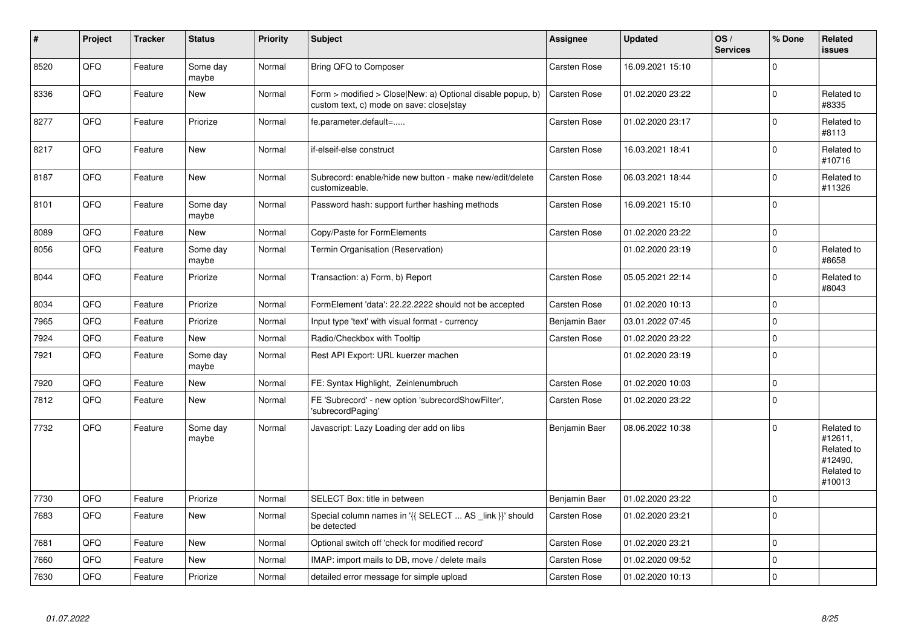| # | Project | Tracker | Status | Priority | Subject | Assignee | Updated | OS / Services | % Done | Related issues |
|---|---|---|---|---|---|---|---|---|---|---|
| 8520 | QFQ | Feature | Some day maybe | Normal | Bring QFQ to Composer | Carsten Rose | 16.09.2021 15:10 | | 0 | |
| 8336 | QFQ | Feature | New | Normal | Form > modified > Close\|New: a) Optional disable popup, b) custom text, c) mode on save: close\|stay | Carsten Rose | 01.02.2020 23:22 | | 0 | Related to #8335 |
| 8277 | QFQ | Feature | Priorize | Normal | fe.parameter.default=..... | Carsten Rose | 01.02.2020 23:17 | | 0 | Related to #8113 |
| 8217 | QFQ | Feature | New | Normal | if-elseif-else construct | Carsten Rose | 16.03.2021 18:41 | | 0 | Related to #10716 |
| 8187 | QFQ | Feature | New | Normal | Subrecord: enable/hide new button - make new/edit/delete customizeable. | Carsten Rose | 06.03.2021 18:44 | | 0 | Related to #11326 |
| 8101 | QFQ | Feature | Some day maybe | Normal | Password hash: support further hashing methods | Carsten Rose | 16.09.2021 15:10 | | 0 | |
| 8089 | QFQ | Feature | New | Normal | Copy/Paste for FormElements | Carsten Rose | 01.02.2020 23:22 | | 0 | |
| 8056 | QFQ | Feature | Some day maybe | Normal | Termin Organisation (Reservation) | | 01.02.2020 23:19 | | 0 | Related to #8658 |
| 8044 | QFQ | Feature | Priorize | Normal | Transaction: a) Form, b) Report | Carsten Rose | 05.05.2021 22:14 | | 0 | Related to #8043 |
| 8034 | QFQ | Feature | Priorize | Normal | FormElement 'data': 22.22.2222 should not be accepted | Carsten Rose | 01.02.2020 10:13 | | 0 | |
| 7965 | QFQ | Feature | Priorize | Normal | Input type 'text' with visual format - currency | Benjamin Baer | 03.01.2022 07:45 | | 0 | |
| 7924 | QFQ | Feature | New | Normal | Radio/Checkbox with Tooltip | Carsten Rose | 01.02.2020 23:22 | | 0 | |
| 7921 | QFQ | Feature | Some day maybe | Normal | Rest API Export: URL kuerzer machen | | 01.02.2020 23:19 | | 0 | |
| 7920 | QFQ | Feature | New | Normal | FE: Syntax Highlight, Zeinlenumbruch | Carsten Rose | 01.02.2020 10:03 | | 0 | |
| 7812 | QFQ | Feature | New | Normal | FE 'Subrecord' - new option 'subrecordShowFilter', 'subrecordPaging' | Carsten Rose | 01.02.2020 23:22 | | 0 | |
| 7732 | QFQ | Feature | Some day maybe | Normal | Javascript: Lazy Loading der add on libs | Benjamin Baer | 08.06.2022 10:38 | | 0 | Related to #12611, Related to #12490, Related to #10013 |
| 7730 | QFQ | Feature | Priorize | Normal | SELECT Box: title in between | Benjamin Baer | 01.02.2020 23:22 | | 0 | |
| 7683 | QFQ | Feature | New | Normal | Special column names in '{{ SELECT ... AS _link }}' should be detected | Carsten Rose | 01.02.2020 23:21 | | 0 | |
| 7681 | QFQ | Feature | New | Normal | Optional switch off 'check for modified record' | Carsten Rose | 01.02.2020 23:21 | | 0 | |
| 7660 | QFQ | Feature | New | Normal | IMAP: import mails to DB, move / delete mails | Carsten Rose | 01.02.2020 09:52 | | 0 | |
| 7630 | QFQ | Feature | Priorize | Normal | detailed error message for simple upload | Carsten Rose | 01.02.2020 10:13 | | 0 | |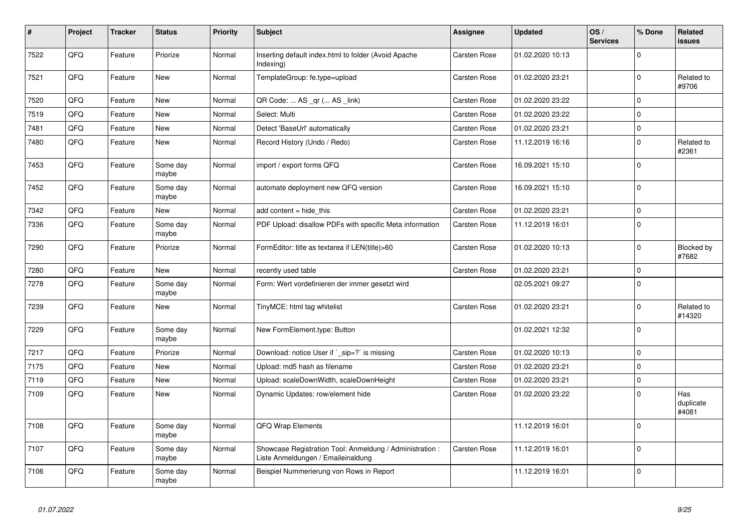| # | Project | Tracker | Status | Priority | Subject | Assignee | Updated | OS / Services | % Done | Related issues |
|---|---|---|---|---|---|---|---|---|---|---|
| 7522 | QFQ | Feature | Priorize | Normal | Inserting default index.html to folder (Avoid Apache Indexing) | Carsten Rose | 01.02.2020 10:13 | | 0 | |
| 7521 | QFQ | Feature | New | Normal | TemplateGroup: fe.type=upload | Carsten Rose | 01.02.2020 23:21 | | 0 | Related to #9706 |
| 7520 | QFQ | Feature | New | Normal | QR Code: ... AS _qr (... AS _link) | Carsten Rose | 01.02.2020 23:22 | | 0 | |
| 7519 | QFQ | Feature | New | Normal | Select: Multi | Carsten Rose | 01.02.2020 23:22 | | 0 | |
| 7481 | QFQ | Feature | New | Normal | Detect 'BaseUrl' automatically | Carsten Rose | 01.02.2020 23:21 | | 0 | |
| 7480 | QFQ | Feature | New | Normal | Record History (Undo / Redo) | Carsten Rose | 11.12.2019 16:16 | | 0 | Related to #2361 |
| 7453 | QFQ | Feature | Some day maybe | Normal | import / export forms QFQ | Carsten Rose | 16.09.2021 15:10 | | 0 | |
| 7452 | QFQ | Feature | Some day maybe | Normal | automate deployment new QFQ version | Carsten Rose | 16.09.2021 15:10 | | 0 | |
| 7342 | QFQ | Feature | New | Normal | add content = hide_this | Carsten Rose | 01.02.2020 23:21 | | 0 | |
| 7336 | QFQ | Feature | Some day maybe | Normal | PDF Upload: disallow PDFs with specific Meta information | Carsten Rose | 11.12.2019 16:01 | | 0 | |
| 7290 | QFQ | Feature | Priorize | Normal | FormEditor: title as textarea if LEN(title)>60 | Carsten Rose | 01.02.2020 10:13 | | 0 | Blocked by #7682 |
| 7280 | QFQ | Feature | New | Normal | recently used table | Carsten Rose | 01.02.2020 23:21 | | 0 | |
| 7278 | QFQ | Feature | Some day maybe | Normal | Form: Wert vordefinieren der immer gesetzt wird | | 02.05.2021 09:27 | | 0 | |
| 7239 | QFQ | Feature | New | Normal | TinyMCE: html tag whitelist | Carsten Rose | 01.02.2020 23:21 | | 0 | Related to #14320 |
| 7229 | QFQ | Feature | Some day maybe | Normal | New FormElement.type: Button | | 01.02.2021 12:32 | | 0 | |
| 7217 | QFQ | Feature | Priorize | Normal | Download: notice User if `_sip=?` is missing | Carsten Rose | 01.02.2020 10:13 | | 0 | |
| 7175 | QFQ | Feature | New | Normal | Upload: md5 hash as filename | Carsten Rose | 01.02.2020 23:21 | | 0 | |
| 7119 | QFQ | Feature | New | Normal | Upload: scaleDownWidth, scaleDownHeight | Carsten Rose | 01.02.2020 23:21 | | 0 | |
| 7109 | QFQ | Feature | New | Normal | Dynamic Updates: row/element hide | Carsten Rose | 01.02.2020 23:22 | | 0 | Has duplicate #4081 |
| 7108 | QFQ | Feature | Some day maybe | Normal | QFQ Wrap Elements | | 11.12.2019 16:01 | | 0 | |
| 7107 | QFQ | Feature | Some day maybe | Normal | Showcase Registration Tool: Anmeldung / Administration : Liste Anmeldungen / Emaileinaldung | Carsten Rose | 11.12.2019 16:01 | | 0 | |
| 7106 | QFQ | Feature | Some day maybe | Normal | Beispiel Nummerierung von Rows in Report | | 11.12.2019 16:01 | | 0 | |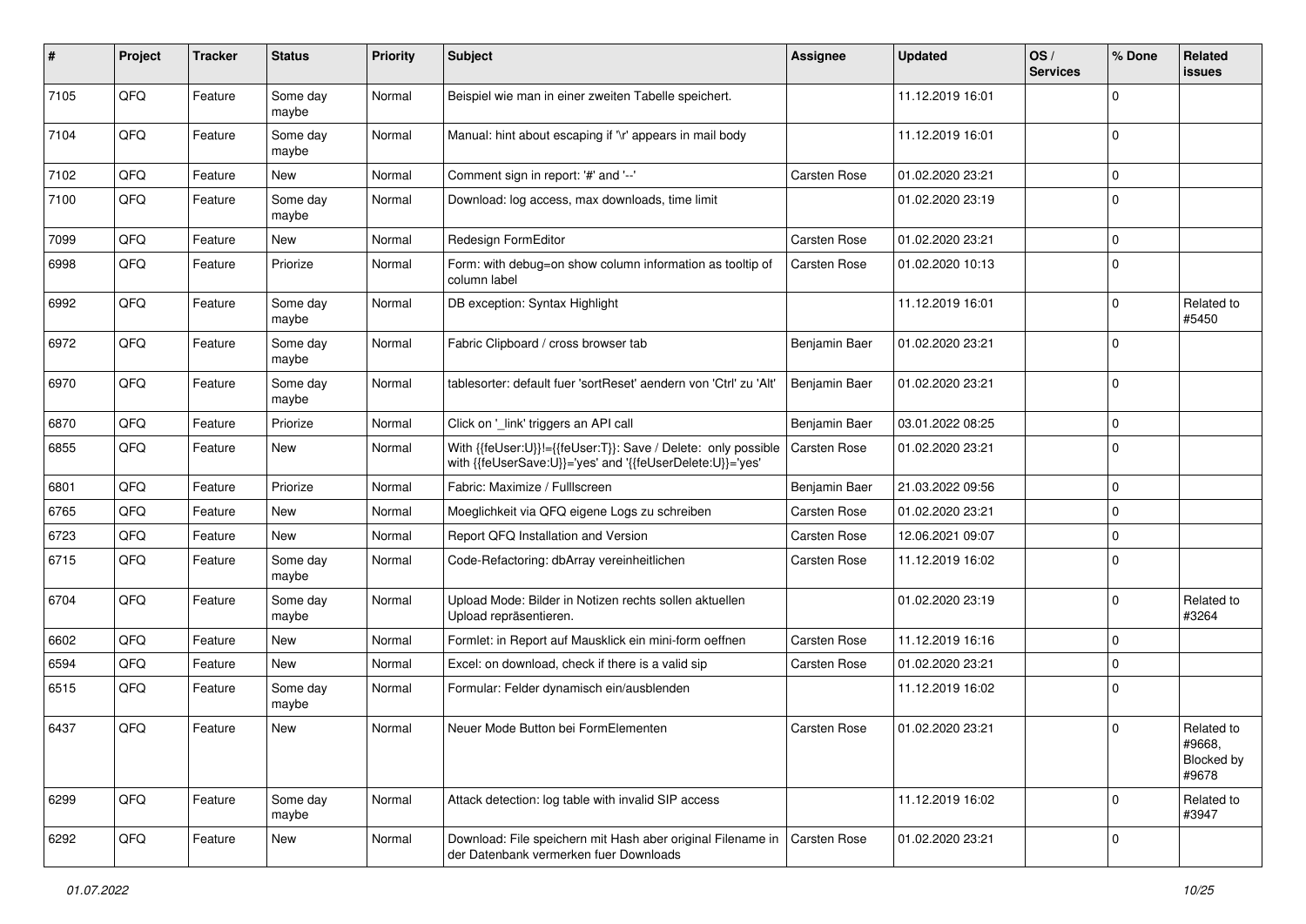| # | Project | Tracker | Status | Priority | Subject | Assignee | Updated | OS / Services | % Done | Related issues |
|---|---|---|---|---|---|---|---|---|---|---|
| 7105 | QFQ | Feature | Some day maybe | Normal | Beispiel wie man in einer zweiten Tabelle speichert. | | 11.12.2019 16:01 | | 0 | |
| 7104 | QFQ | Feature | Some day maybe | Normal | Manual: hint about escaping if '\r' appears in mail body | | 11.12.2019 16:01 | | 0 | |
| 7102 | QFQ | Feature | New | Normal | Comment sign in report: '#' and '--' | Carsten Rose | 01.02.2020 23:21 | | 0 | |
| 7100 | QFQ | Feature | Some day maybe | Normal | Download: log access, max downloads, time limit | | 01.02.2020 23:19 | | 0 | |
| 7099 | QFQ | Feature | New | Normal | Redesign FormEditor | Carsten Rose | 01.02.2020 23:21 | | 0 | |
| 6998 | QFQ | Feature | Priorize | Normal | Form: with debug=on show column information as tooltip of column label | Carsten Rose | 01.02.2020 10:13 | | 0 | |
| 6992 | QFQ | Feature | Some day maybe | Normal | DB exception: Syntax Highlight | | 11.12.2019 16:01 | | 0 | Related to #5450 |
| 6972 | QFQ | Feature | Some day maybe | Normal | Fabric Clipboard / cross browser tab | Benjamin Baer | 01.02.2020 23:21 | | 0 | |
| 6970 | QFQ | Feature | Some day maybe | Normal | tablesorter: default fuer 'sortReset' aendern von 'Ctrl' zu 'Alt' | Benjamin Baer | 01.02.2020 23:21 | | 0 | |
| 6870 | QFQ | Feature | Priorize | Normal | Click on '_link' triggers an API call | Benjamin Baer | 03.01.2022 08:25 | | 0 | |
| 6855 | QFQ | Feature | New | Normal | With {{feUser:U}}!={{feUser:T}}: Save / Delete: only possible with {{feUserSave:U}}='yes' and '{{feUserDelete:U}}='yes' | Carsten Rose | 01.02.2020 23:21 | | 0 | |
| 6801 | QFQ | Feature | Priorize | Normal | Fabric: Maximize / Fulllscreen | Benjamin Baer | 21.03.2022 09:56 | | 0 | |
| 6765 | QFQ | Feature | New | Normal | Moeglichkeit via QFQ eigene Logs zu schreiben | Carsten Rose | 01.02.2020 23:21 | | 0 | |
| 6723 | QFQ | Feature | New | Normal | Report QFQ Installation and Version | Carsten Rose | 12.06.2021 09:07 | | 0 | |
| 6715 | QFQ | Feature | Some day maybe | Normal | Code-Refactoring: dbArray vereinheitlichen | Carsten Rose | 11.12.2019 16:02 | | 0 | |
| 6704 | QFQ | Feature | Some day maybe | Normal | Upload Mode: Bilder in Notizen rechts sollen aktuellen Upload repräsentieren. | | 01.02.2020 23:19 | | 0 | Related to #3264 |
| 6602 | QFQ | Feature | New | Normal | Formlet: in Report auf Mausklick ein mini-form oeffnen | Carsten Rose | 11.12.2019 16:16 | | 0 | |
| 6594 | QFQ | Feature | New | Normal | Excel: on download, check if there is a valid sip | Carsten Rose | 01.02.2020 23:21 | | 0 | |
| 6515 | QFQ | Feature | Some day maybe | Normal | Formular: Felder dynamisch ein/ausblenden | | 11.12.2019 16:02 | | 0 | |
| 6437 | QFQ | Feature | New | Normal | Neuer Mode Button bei FormElementen | Carsten Rose | 01.02.2020 23:21 | | 0 | Related to #9668, Blocked by #9678 |
| 6299 | QFQ | Feature | Some day maybe | Normal | Attack detection: log table with invalid SIP access | | 11.12.2019 16:02 | | 0 | Related to #3947 |
| 6292 | QFQ | Feature | New | Normal | Download: File speichern mit Hash aber original Filename in der Datenbank vermerken fuer Downloads | Carsten Rose | 01.02.2020 23:21 | | 0 | |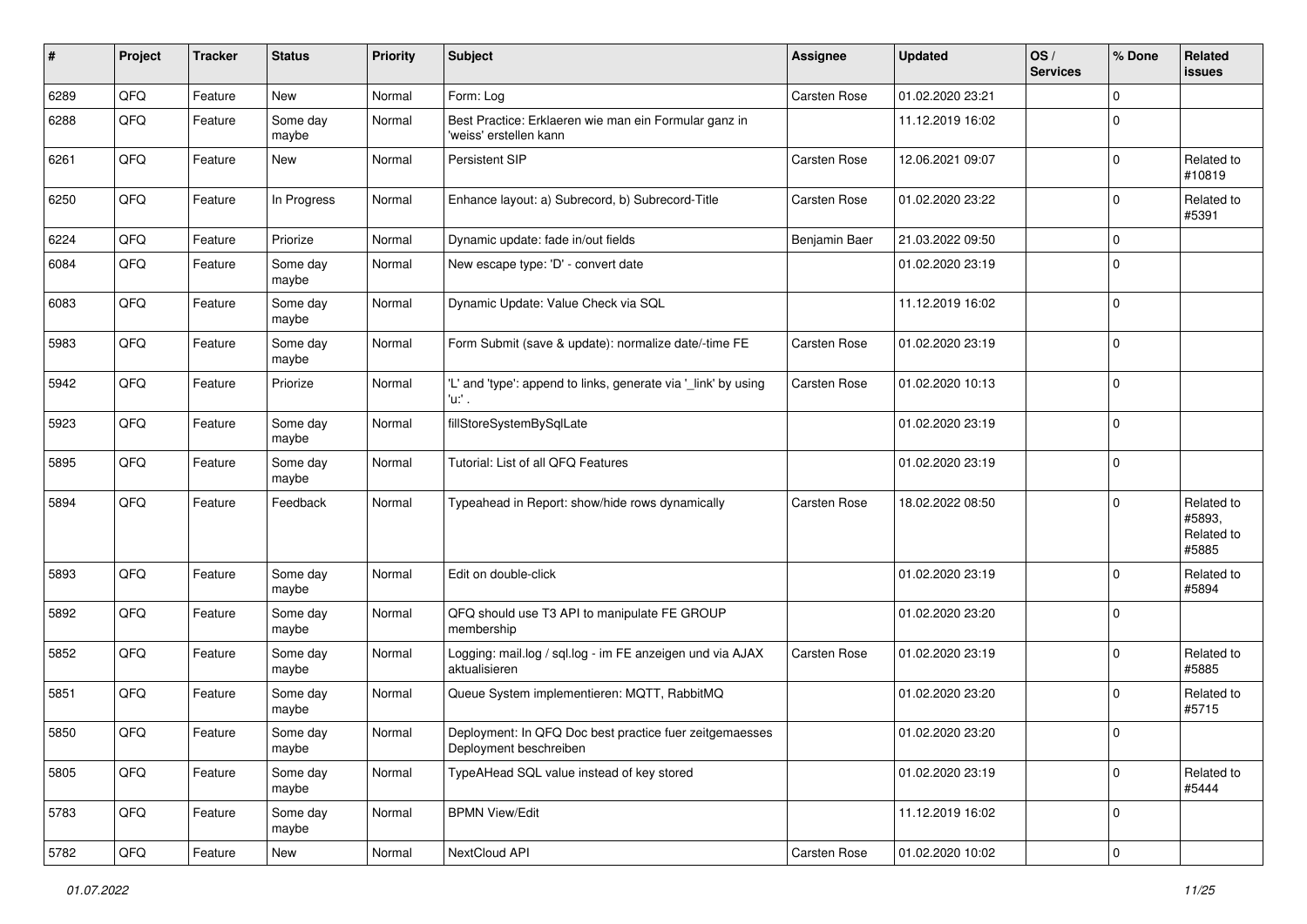| # | Project | Tracker | Status | Priority | Subject | Assignee | Updated | OS / Services | % Done | Related issues |
|---|---|---|---|---|---|---|---|---|---|---|
| 6289 | QFQ | Feature | New | Normal | Form: Log | Carsten Rose | 01.02.2020 23:21 | | 0 | |
| 6288 | QFQ | Feature | Some day maybe | Normal | Best Practice: Erklaeren wie man ein Formular ganz in 'weiss' erstellen kann | | 11.12.2019 16:02 | | 0 | |
| 6261 | QFQ | Feature | New | Normal | Persistent SIP | Carsten Rose | 12.06.2021 09:07 | | 0 | Related to #10819 |
| 6250 | QFQ | Feature | In Progress | Normal | Enhance layout: a) Subrecord, b) Subrecord-Title | Carsten Rose | 01.02.2020 23:22 | | 0 | Related to #5391 |
| 6224 | QFQ | Feature | Priorize | Normal | Dynamic update: fade in/out fields | Benjamin Baer | 21.03.2022 09:50 | | 0 | |
| 6084 | QFQ | Feature | Some day maybe | Normal | New escape type: 'D' - convert date | | 01.02.2020 23:19 | | 0 | |
| 6083 | QFQ | Feature | Some day maybe | Normal | Dynamic Update: Value Check via SQL | | 11.12.2019 16:02 | | 0 | |
| 5983 | QFQ | Feature | Some day maybe | Normal | Form Submit (save & update): normalize date/-time FE | Carsten Rose | 01.02.2020 23:19 | | 0 | |
| 5942 | QFQ | Feature | Priorize | Normal | 'L' and 'type': append to links, generate via '_link' by using 'u:' . | Carsten Rose | 01.02.2020 10:13 | | 0 | |
| 5923 | QFQ | Feature | Some day maybe | Normal | fillStoreSystemBySqlLate | | 01.02.2020 23:19 | | 0 | |
| 5895 | QFQ | Feature | Some day maybe | Normal | Tutorial: List of all QFQ Features | | 01.02.2020 23:19 | | 0 | |
| 5894 | QFQ | Feature | Feedback | Normal | Typeahead in Report: show/hide rows dynamically | Carsten Rose | 18.02.2022 08:50 | | 0 | Related to #5893, Related to #5885 |
| 5893 | QFQ | Feature | Some day maybe | Normal | Edit on double-click | | 01.02.2020 23:19 | | 0 | Related to #5894 |
| 5892 | QFQ | Feature | Some day maybe | Normal | QFQ should use T3 API to manipulate FE GROUP membership | | 01.02.2020 23:20 | | 0 | |
| 5852 | QFQ | Feature | Some day maybe | Normal | Logging: mail.log / sql.log - im FE anzeigen und via AJAX aktualisieren | Carsten Rose | 01.02.2020 23:19 | | 0 | Related to #5885 |
| 5851 | QFQ | Feature | Some day maybe | Normal | Queue System implementieren: MQTT, RabbitMQ | | 01.02.2020 23:20 | | 0 | Related to #5715 |
| 5850 | QFQ | Feature | Some day maybe | Normal | Deployment: In QFQ Doc best practice fuer zeitgemaesses Deployment beschreiben | | 01.02.2020 23:20 | | 0 | |
| 5805 | QFQ | Feature | Some day maybe | Normal | TypeAHead SQL value instead of key stored | | 01.02.2020 23:19 | | 0 | Related to #5444 |
| 5783 | QFQ | Feature | Some day maybe | Normal | BPMN View/Edit | | 11.12.2019 16:02 | | 0 | |
| 5782 | QFQ | Feature | New | Normal | NextCloud API | Carsten Rose | 01.02.2020 10:02 | | 0 | |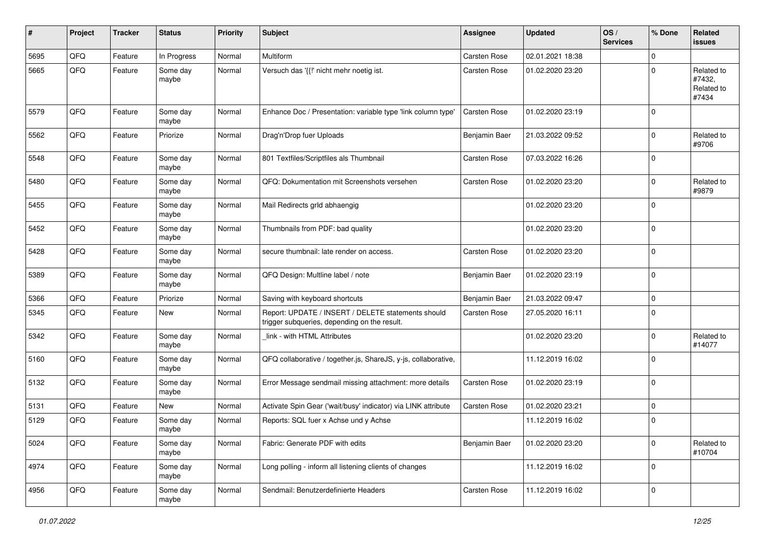| # | Project | Tracker | Status | Priority | Subject | Assignee | Updated | OS / Services | % Done | Related issues |
|---|---|---|---|---|---|---|---|---|---|---|
| 5695 | QFQ | Feature | In Progress | Normal | Multiform | Carsten Rose | 02.01.2021 18:38 | | 0 | |
| 5665 | QFQ | Feature | Some day maybe | Normal | Versuch das '{{!' nicht mehr noetig ist. | Carsten Rose | 01.02.2020 23:20 | | 0 | Related to #7432, Related to #7434 |
| 5579 | QFQ | Feature | Some day maybe | Normal | Enhance Doc / Presentation: variable type 'link column type' | Carsten Rose | 01.02.2020 23:19 | | 0 | |
| 5562 | QFQ | Feature | Priorize | Normal | Drag'n'Drop fuer Uploads | Benjamin Baer | 21.03.2022 09:52 | | 0 | Related to #9706 |
| 5548 | QFQ | Feature | Some day maybe | Normal | 801 Textfiles/Scriptfiles als Thumbnail | Carsten Rose | 07.03.2022 16:26 | | 0 | |
| 5480 | QFQ | Feature | Some day maybe | Normal | QFQ: Dokumentation mit Screenshots versehen | Carsten Rose | 01.02.2020 23:20 | | 0 | Related to #9879 |
| 5455 | QFQ | Feature | Some day maybe | Normal | Mail Redirects grld abhaengig | | 01.02.2020 23:20 | | 0 | |
| 5452 | QFQ | Feature | Some day maybe | Normal | Thumbnails from PDF: bad quality | | 01.02.2020 23:20 | | 0 | |
| 5428 | QFQ | Feature | Some day maybe | Normal | secure thumbnail: late render on access. | Carsten Rose | 01.02.2020 23:20 | | 0 | |
| 5389 | QFQ | Feature | Some day maybe | Normal | QFQ Design: Multline label / note | Benjamin Baer | 01.02.2020 23:19 | | 0 | |
| 5366 | QFQ | Feature | Priorize | Normal | Saving with keyboard shortcuts | Benjamin Baer | 21.03.2022 09:47 | | 0 | |
| 5345 | QFQ | Feature | New | Normal | Report: UPDATE / INSERT / DELETE statements should trigger subqueries, depending on the result. | Carsten Rose | 27.05.2020 16:11 | | 0 | |
| 5342 | QFQ | Feature | Some day maybe | Normal | _link - with HTML Attributes | | 01.02.2020 23:20 | | 0 | Related to #14077 |
| 5160 | QFQ | Feature | Some day maybe | Normal | QFQ collaborative / together.js, ShareJS, y-js, collaborative, | | 11.12.2019 16:02 | | 0 | |
| 5132 | QFQ | Feature | Some day maybe | Normal | Error Message sendmail missing attachment: more details | Carsten Rose | 01.02.2020 23:19 | | 0 | |
| 5131 | QFQ | Feature | New | Normal | Activate Spin Gear ('wait/busy' indicator) via LINK attribute | Carsten Rose | 01.02.2020 23:21 | | 0 | |
| 5129 | QFQ | Feature | Some day maybe | Normal | Reports: SQL fuer x Achse und y Achse | | 11.12.2019 16:02 | | 0 | |
| 5024 | QFQ | Feature | Some day maybe | Normal | Fabric: Generate PDF with edits | Benjamin Baer | 01.02.2020 23:20 | | 0 | Related to #10704 |
| 4974 | QFQ | Feature | Some day maybe | Normal | Long polling - inform all listening clients of changes | | 11.12.2019 16:02 | | 0 | |
| 4956 | QFQ | Feature | Some day maybe | Normal | Sendmail: Benutzerdefinierte Headers | Carsten Rose | 11.12.2019 16:02 | | 0 | |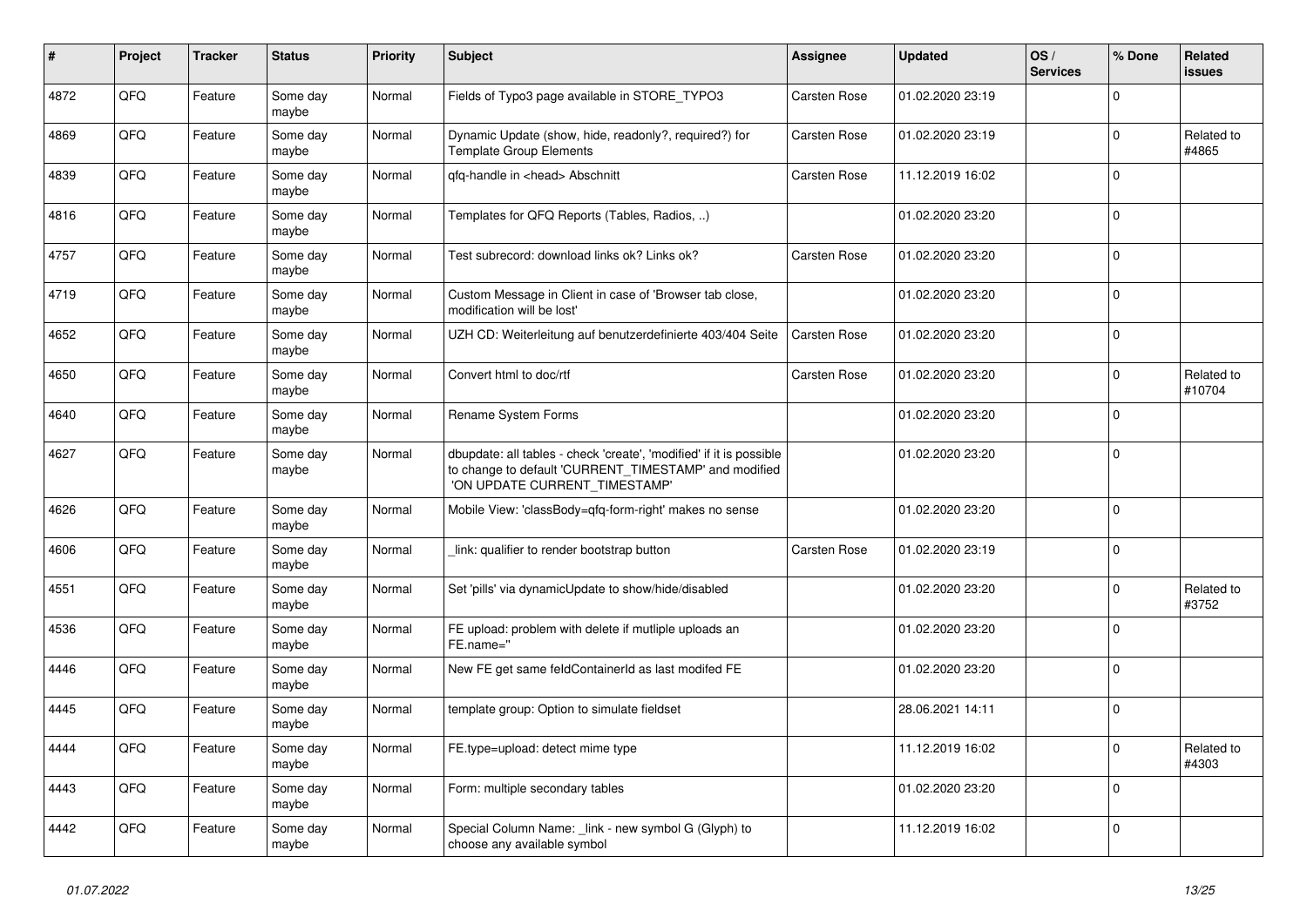| # | Project | Tracker | Status | Priority | Subject | Assignee | Updated | OS / Services | % Done | Related issues |
|---|---|---|---|---|---|---|---|---|---|---|
| 4872 | QFQ | Feature | Some day maybe | Normal | Fields of Typo3 page available in STORE_TYPO3 | Carsten Rose | 01.02.2020 23:19 | | 0 | |
| 4869 | QFQ | Feature | Some day maybe | Normal | Dynamic Update (show, hide, readonly?, required?) for Template Group Elements | Carsten Rose | 01.02.2020 23:19 | | 0 | Related to #4865 |
| 4839 | QFQ | Feature | Some day maybe | Normal | qfq-handle in <head> Abschnitt | Carsten Rose | 11.12.2019 16:02 | | 0 | |
| 4816 | QFQ | Feature | Some day maybe | Normal | Templates for QFQ Reports (Tables, Radios, ..) | | 01.02.2020 23:20 | | 0 | |
| 4757 | QFQ | Feature | Some day maybe | Normal | Test subrecord: download links ok? Links ok? | Carsten Rose | 01.02.2020 23:20 | | 0 | |
| 4719 | QFQ | Feature | Some day maybe | Normal | Custom Message in Client in case of 'Browser tab close, modification will be lost' | | 01.02.2020 23:20 | | 0 | |
| 4652 | QFQ | Feature | Some day maybe | Normal | UZH CD: Weiterleitung auf benutzerdefinierte 403/404 Seite | Carsten Rose | 01.02.2020 23:20 | | 0 | |
| 4650 | QFQ | Feature | Some day maybe | Normal | Convert html to doc/rtf | Carsten Rose | 01.02.2020 23:20 | | 0 | Related to #10704 |
| 4640 | QFQ | Feature | Some day maybe | Normal | Rename System Forms | | 01.02.2020 23:20 | | 0 | |
| 4627 | QFQ | Feature | Some day maybe | Normal | dbupdate: all tables - check 'create', 'modified' if it is possible to change to default 'CURRENT_TIMESTAMP' and modified 'ON UPDATE CURRENT_TIMESTAMP' | | 01.02.2020 23:20 | | 0 | |
| 4626 | QFQ | Feature | Some day maybe | Normal | Mobile View: 'classBody=qfq-form-right' makes no sense | | 01.02.2020 23:20 | | 0 | |
| 4606 | QFQ | Feature | Some day maybe | Normal | _link: qualifier to render bootstrap button | Carsten Rose | 01.02.2020 23:19 | | 0 | |
| 4551 | QFQ | Feature | Some day maybe | Normal | Set 'pills' via dynamicUpdate to show/hide/disabled | | 01.02.2020 23:20 | | 0 | Related to #3752 |
| 4536 | QFQ | Feature | Some day maybe | Normal | FE upload: problem with delete if mutliple uploads an FE.name='' | | 01.02.2020 23:20 | | 0 | |
| 4446 | QFQ | Feature | Some day maybe | Normal | New FE get same feldContainerId as last modifed FE | | 01.02.2020 23:20 | | 0 | |
| 4445 | QFQ | Feature | Some day maybe | Normal | template group: Option to simulate fieldset | | 28.06.2021 14:11 | | 0 | |
| 4444 | QFQ | Feature | Some day maybe | Normal | FE.type=upload: detect mime type | | 11.12.2019 16:02 | | 0 | Related to #4303 |
| 4443 | QFQ | Feature | Some day maybe | Normal | Form: multiple secondary tables | | 01.02.2020 23:20 | | 0 | |
| 4442 | QFQ | Feature | Some day maybe | Normal | Special Column Name: _link - new symbol G (Glyph) to choose any available symbol | | 11.12.2019 16:02 | | 0 | |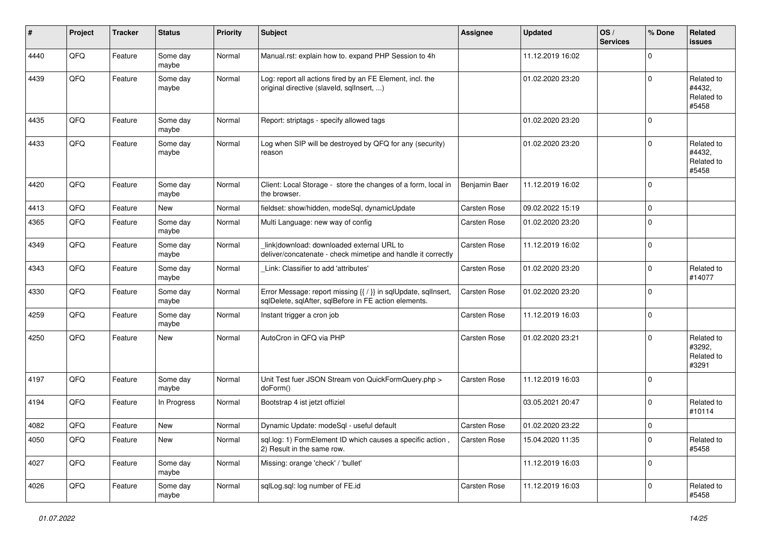| # | Project | Tracker | Status | Priority | Subject | Assignee | Updated | OS / Services | % Done | Related issues |
|---|---|---|---|---|---|---|---|---|---|---|
| 4440 | QFQ | Feature | Some day maybe | Normal | Manual.rst: explain how to. expand PHP Session to 4h | | 11.12.2019 16:02 | | 0 | |
| 4439 | QFQ | Feature | Some day maybe | Normal | Log: report all actions fired by an FE Element, incl. the original directive (slaveId, sqlInsert, ...) | | 01.02.2020 23:20 | | 0 | Related to #4432, Related to #5458 |
| 4435 | QFQ | Feature | Some day maybe | Normal | Report: striptags - specify allowed tags | | 01.02.2020 23:20 | | 0 | |
| 4433 | QFQ | Feature | Some day maybe | Normal | Log when SIP will be destroyed by QFQ for any (security) reason | | 01.02.2020 23:20 | | 0 | Related to #4432, Related to #5458 |
| 4420 | QFQ | Feature | Some day maybe | Normal | Client: Local Storage - store the changes of a form, local in the browser. | Benjamin Baer | 11.12.2019 16:02 | | 0 | |
| 4413 | QFQ | Feature | New | Normal | fieldset: show/hidden, modeSql, dynamicUpdate | Carsten Rose | 09.02.2022 15:19 | | 0 | |
| 4365 | QFQ | Feature | Some day maybe | Normal | Multi Language: new way of config | Carsten Rose | 01.02.2020 23:20 | | 0 | |
| 4349 | QFQ | Feature | Some day maybe | Normal | _link\|download: downloaded external URL to deliver/concatenate - check mimetipe and handle it correctly | Carsten Rose | 11.12.2019 16:02 | | 0 | |
| 4343 | QFQ | Feature | Some day maybe | Normal | _Link: Classifier to add 'attributes' | Carsten Rose | 01.02.2020 23:20 | | 0 | Related to #14077 |
| 4330 | QFQ | Feature | Some day maybe | Normal | Error Message: report missing {{ / }} in sqlUpdate, sqlInsert, sqlDelete, sqlAfter, sqlBefore in FE action elements. | Carsten Rose | 01.02.2020 23:20 | | 0 | |
| 4259 | QFQ | Feature | Some day maybe | Normal | Instant trigger a cron job | Carsten Rose | 11.12.2019 16:03 | | 0 | |
| 4250 | QFQ | Feature | New | Normal | AutoCron in QFQ via PHP | Carsten Rose | 01.02.2020 23:21 | | 0 | Related to #3292, Related to #3291 |
| 4197 | QFQ | Feature | Some day maybe | Normal | Unit Test fuer JSON Stream von QuickFormQuery.php > doForm() | Carsten Rose | 11.12.2019 16:03 | | 0 | |
| 4194 | QFQ | Feature | In Progress | Normal | Bootstrap 4 ist jetzt offiziel | | 03.05.2021 20:47 | | 0 | Related to #10114 |
| 4082 | QFQ | Feature | New | Normal | Dynamic Update: modeSql - useful default | Carsten Rose | 01.02.2020 23:22 | | 0 | |
| 4050 | QFQ | Feature | New | Normal | sql.log: 1) FormElement ID which causes a specific action , 2) Result in the same row. | Carsten Rose | 15.04.2020 11:35 | | 0 | Related to #5458 |
| 4027 | QFQ | Feature | Some day maybe | Normal | Missing: orange 'check' / 'bullet' | | 11.12.2019 16:03 | | 0 | |
| 4026 | QFQ | Feature | Some day maybe | Normal | sqlLog.sql: log number of FE.id | Carsten Rose | 11.12.2019 16:03 | | 0 | Related to #5458 |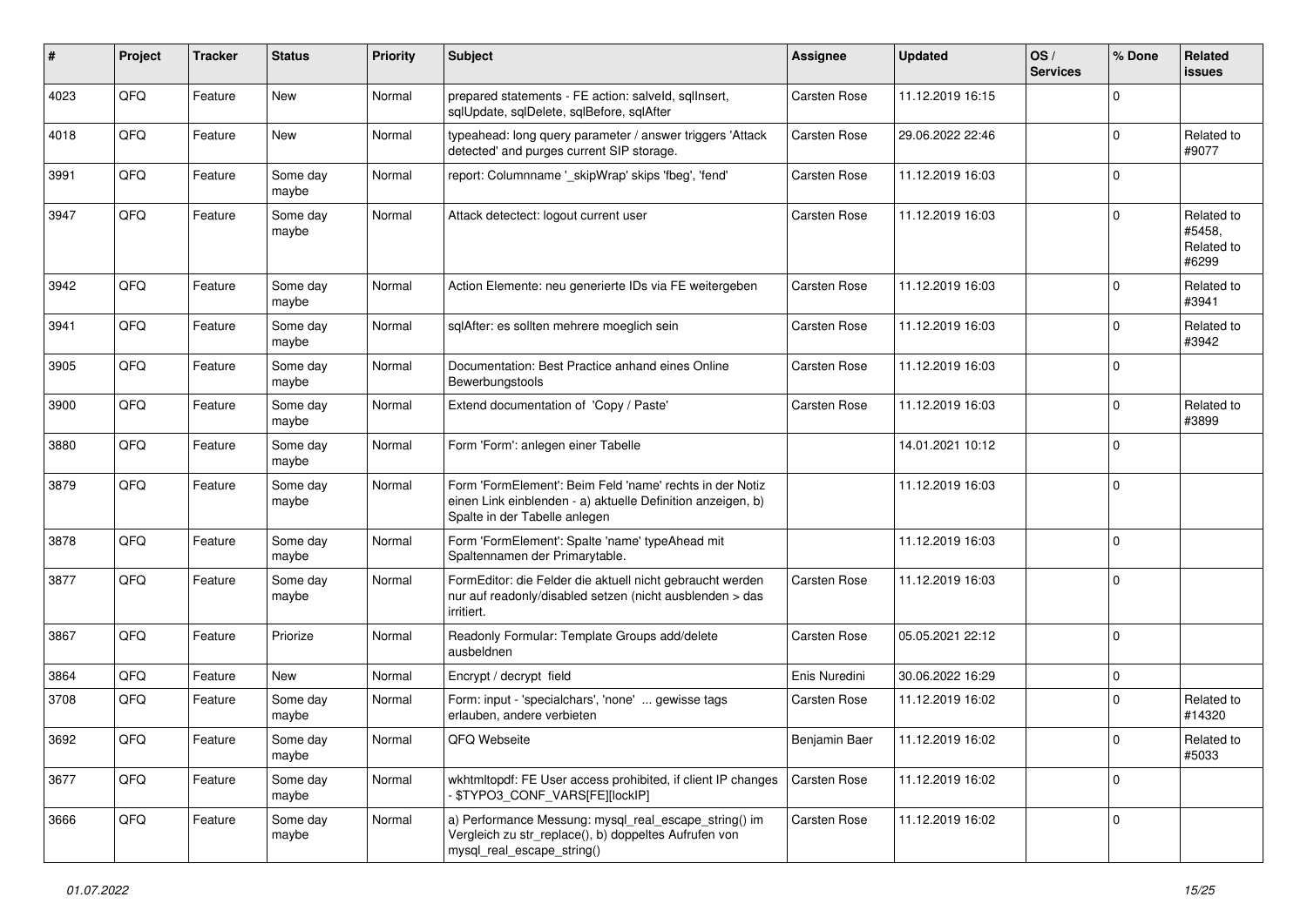| # | Project | Tracker | Status | Priority | Subject | Assignee | Updated | OS / Services | % Done | Related issues |
|---|---|---|---|---|---|---|---|---|---|---|
| 4023 | QFQ | Feature | New | Normal | prepared statements - FE action: salveId, sqlInsert, sqlUpdate, sqlDelete, sqlBefore, sqlAfter | Carsten Rose | 11.12.2019 16:15 | | 0 | |
| 4018 | QFQ | Feature | New | Normal | typeahead: long query parameter / answer triggers 'Attack detected' and purges current SIP storage. | Carsten Rose | 29.06.2022 22:46 | | 0 | Related to #9077 |
| 3991 | QFQ | Feature | Some day maybe | Normal | report: Columnname '_skipWrap' skips 'fbeg', 'fend' | Carsten Rose | 11.12.2019 16:03 | | 0 | |
| 3947 | QFQ | Feature | Some day maybe | Normal | Attack detectect: logout current user | Carsten Rose | 11.12.2019 16:03 | | 0 | Related to #5458, Related to #6299 |
| 3942 | QFQ | Feature | Some day maybe | Normal | Action Elemente: neu generierte IDs via FE weitergeben | Carsten Rose | 11.12.2019 16:03 | | 0 | Related to #3941 |
| 3941 | QFQ | Feature | Some day maybe | Normal | sqlAfter: es sollten mehrere moeglich sein | Carsten Rose | 11.12.2019 16:03 | | 0 | Related to #3942 |
| 3905 | QFQ | Feature | Some day maybe | Normal | Documentation: Best Practice anhand eines Online Bewerbungstools | Carsten Rose | 11.12.2019 16:03 | | 0 | |
| 3900 | QFQ | Feature | Some day maybe | Normal | Extend documentation of 'Copy / Paste' | Carsten Rose | 11.12.2019 16:03 | | 0 | Related to #3899 |
| 3880 | QFQ | Feature | Some day maybe | Normal | Form 'Form': anlegen einer Tabelle | | 14.01.2021 10:12 | | 0 | |
| 3879 | QFQ | Feature | Some day maybe | Normal | Form 'FormElement': Beim Feld 'name' rechts in der Notiz einen Link einblenden - a) aktuelle Definition anzeigen, b) Spalte in der Tabelle anlegen | | 11.12.2019 16:03 | | 0 | |
| 3878 | QFQ | Feature | Some day maybe | Normal | Form 'FormElement': Spalte 'name' typeAhead mit Spaltennamen der Primarytable. | | 11.12.2019 16:03 | | 0 | |
| 3877 | QFQ | Feature | Some day maybe | Normal | FormEditor: die Felder die aktuell nicht gebraucht werden nur auf readonly/disabled setzen (nicht ausblenden > das irritiert. | Carsten Rose | 11.12.2019 16:03 | | 0 | |
| 3867 | QFQ | Feature | Priorize | Normal | Readonly Formular: Template Groups add/delete ausbeldnen | Carsten Rose | 05.05.2021 22:12 | | 0 | |
| 3864 | QFQ | Feature | New | Normal | Encrypt / decrypt field | Enis Nuredini | 30.06.2022 16:29 | | 0 | |
| 3708 | QFQ | Feature | Some day maybe | Normal | Form: input - 'specialchars', 'none' ... gewisse tags erlauben, andere verbieten | Carsten Rose | 11.12.2019 16:02 | | 0 | Related to #14320 |
| 3692 | QFQ | Feature | Some day maybe | Normal | QFQ Webseite | Benjamin Baer | 11.12.2019 16:02 | | 0 | Related to #5033 |
| 3677 | QFQ | Feature | Some day maybe | Normal | wkhtmltopdf: FE User access prohibited, if client IP changes - $TYPO3_CONF_VARS[FE][lockIP] | Carsten Rose | 11.12.2019 16:02 | | 0 | |
| 3666 | QFQ | Feature | Some day maybe | Normal | a) Performance Messung: mysql_real_escape_string() im Vergleich zu str_replace(), b) doppeltes Aufrufen von mysql_real_escape_string() | Carsten Rose | 11.12.2019 16:02 | | 0 | |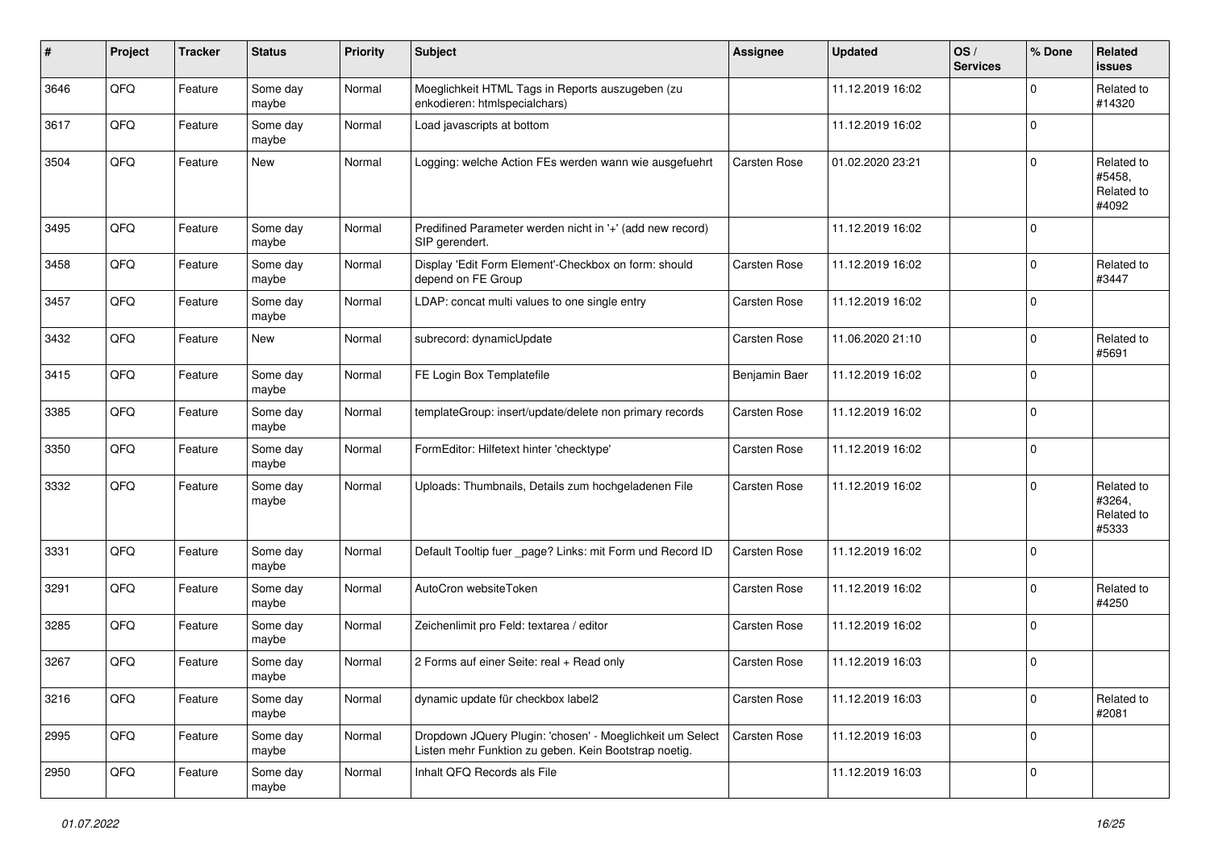| # | Project | Tracker | Status | Priority | Subject | Assignee | Updated | OS / Services | % Done | Related issues |
|---|---|---|---|---|---|---|---|---|---|---|
| 3646 | QFQ | Feature | Some day maybe | Normal | Moeglichkeit HTML Tags in Reports auszugeben (zu enkodieren: htmlspecialchars) | | 11.12.2019 16:02 | | 0 | Related to #14320 |
| 3617 | QFQ | Feature | Some day maybe | Normal | Load javascripts at bottom | | 11.12.2019 16:02 | | 0 | |
| 3504 | QFQ | Feature | New | Normal | Logging: welche Action FEs werden wann wie ausgefuehrt | Carsten Rose | 01.02.2020 23:21 | | 0 | Related to #5458, Related to #4092 |
| 3495 | QFQ | Feature | Some day maybe | Normal | Predifined Parameter werden nicht in '+' (add new record) SIP gerendert. | | 11.12.2019 16:02 | | 0 | |
| 3458 | QFQ | Feature | Some day maybe | Normal | Display 'Edit Form Element'-Checkbox on form: should depend on FE Group | Carsten Rose | 11.12.2019 16:02 | | 0 | Related to #3447 |
| 3457 | QFQ | Feature | Some day maybe | Normal | LDAP: concat multi values to one single entry | Carsten Rose | 11.12.2019 16:02 | | 0 | |
| 3432 | QFQ | Feature | New | Normal | subrecord: dynamicUpdate | Carsten Rose | 11.06.2020 21:10 | | 0 | Related to #5691 |
| 3415 | QFQ | Feature | Some day maybe | Normal | FE Login Box Templatefile | Benjamin Baer | 11.12.2019 16:02 | | 0 | |
| 3385 | QFQ | Feature | Some day maybe | Normal | templateGroup: insert/update/delete non primary records | Carsten Rose | 11.12.2019 16:02 | | 0 | |
| 3350 | QFQ | Feature | Some day maybe | Normal | FormEditor: Hilfetext hinter 'checktype' | Carsten Rose | 11.12.2019 16:02 | | 0 | |
| 3332 | QFQ | Feature | Some day maybe | Normal | Uploads: Thumbnails, Details zum hochgeladenen File | Carsten Rose | 11.12.2019 16:02 | | 0 | Related to #3264, Related to #5333 |
| 3331 | QFQ | Feature | Some day maybe | Normal | Default Tooltip fuer _page? Links: mit Form und Record ID | Carsten Rose | 11.12.2019 16:02 | | 0 | |
| 3291 | QFQ | Feature | Some day maybe | Normal | AutoCron websiteToken | Carsten Rose | 11.12.2019 16:02 | | 0 | Related to #4250 |
| 3285 | QFQ | Feature | Some day maybe | Normal | Zeichenlimit pro Feld: textarea / editor | Carsten Rose | 11.12.2019 16:02 | | 0 | |
| 3267 | QFQ | Feature | Some day maybe | Normal | 2 Forms auf einer Seite: real + Read only | Carsten Rose | 11.12.2019 16:03 | | 0 | |
| 3216 | QFQ | Feature | Some day maybe | Normal | dynamic update für checkbox label2 | Carsten Rose | 11.12.2019 16:03 | | 0 | Related to #2081 |
| 2995 | QFQ | Feature | Some day maybe | Normal | Dropdown JQuery Plugin: 'chosen' - Moeglichkeit um Select Listen mehr Funktion zu geben. Kein Bootstrap noetig. | Carsten Rose | 11.12.2019 16:03 | | 0 | |
| 2950 | QFQ | Feature | Some day maybe | Normal | Inhalt QFQ Records als File | | 11.12.2019 16:03 | | 0 | |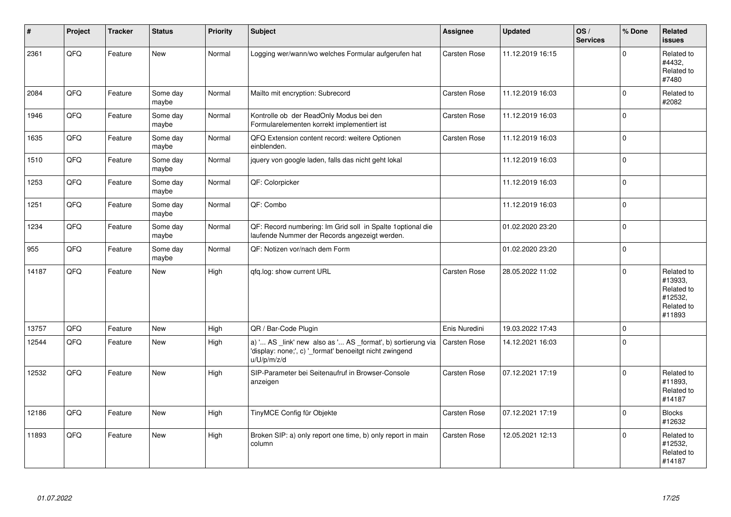| # | Project | Tracker | Status | Priority | Subject | Assignee | Updated | OS / Services | % Done | Related issues |
|---|---|---|---|---|---|---|---|---|---|---|
| 2361 | QFQ | Feature | New | Normal | Logging wer/wann/wo welches Formular aufgerufen hat | Carsten Rose | 11.12.2019 16:15 | | 0 | Related to #4432, Related to #7480 |
| 2084 | QFQ | Feature | Some day maybe | Normal | Mailto mit encryption: Subrecord | Carsten Rose | 11.12.2019 16:03 | | 0 | Related to #2082 |
| 1946 | QFQ | Feature | Some day maybe | Normal | Kontrolle ob der ReadOnly Modus bei den Formularelementen korrekt implementiert ist | Carsten Rose | 11.12.2019 16:03 | | 0 | |
| 1635 | QFQ | Feature | Some day maybe | Normal | QFQ Extension content record: weitere Optionen einblenden. | Carsten Rose | 11.12.2019 16:03 | | 0 | |
| 1510 | QFQ | Feature | Some day maybe | Normal | jquery von google laden, falls das nicht geht lokal | | 11.12.2019 16:03 | | 0 | |
| 1253 | QFQ | Feature | Some day maybe | Normal | QF: Colorpicker | | 11.12.2019 16:03 | | 0 | |
| 1251 | QFQ | Feature | Some day maybe | Normal | QF: Combo | | 11.12.2019 16:03 | | 0 | |
| 1234 | QFQ | Feature | Some day maybe | Normal | QF: Record numbering: Im Grid soll in Spalte 1optional die laufende Nummer der Records angezeigt werden. | | 01.02.2020 23:20 | | 0 | |
| 955 | QFQ | Feature | Some day maybe | Normal | QF: Notizen vor/nach dem Form | | 01.02.2020 23:20 | | 0 | |
| 14187 | QFQ | Feature | New | High | qfq.log: show current URL | Carsten Rose | 28.05.2022 11:02 | | 0 | Related to #13933, Related to #12532, Related to #11893 |
| 13757 | QFQ | Feature | New | High | QR / Bar-Code Plugin | Enis Nuredini | 19.03.2022 17:43 | | 0 | |
| 12544 | QFQ | Feature | New | High | a) '... AS _link' new also as '... AS _format', b) sortierung via 'display: none;', c) '_format' benoeitgt nicht zwingend u/U/p/m/z/d | Carsten Rose | 14.12.2021 16:03 | | 0 | |
| 12532 | QFQ | Feature | New | High | SIP-Parameter bei Seitenaufruf in Browser-Console anzeigen | Carsten Rose | 07.12.2021 17:19 | | 0 | Related to #11893, Related to #14187 |
| 12186 | QFQ | Feature | New | High | TinyMCE Config für Objekte | Carsten Rose | 07.12.2021 17:19 | | 0 | Blocks #12632 |
| 11893 | QFQ | Feature | New | High | Broken SIP: a) only report one time, b) only report in main column | Carsten Rose | 12.05.2021 12:13 | | 0 | Related to #12532, Related to #14187 |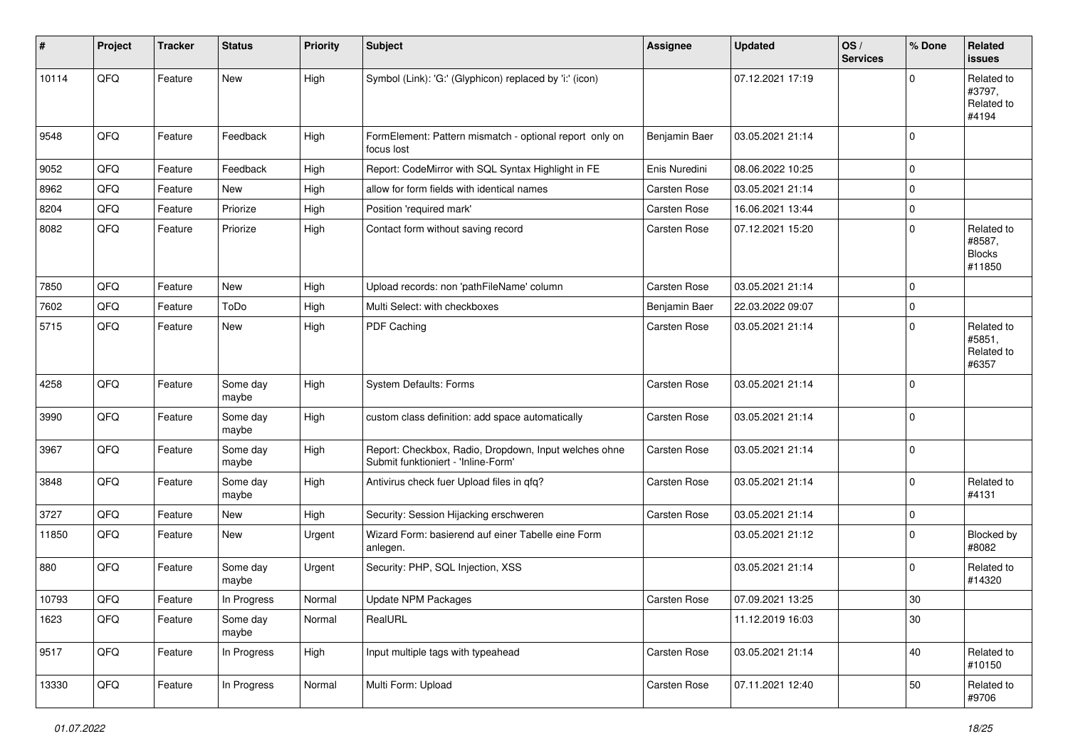| # | Project | Tracker | Status | Priority | Subject | Assignee | Updated | OS / Services | % Done | Related issues |
|---|---|---|---|---|---|---|---|---|---|---|
| 10114 | QFQ | Feature | New | High | Symbol (Link): 'G:' (Glyphicon) replaced by 'i:' (icon) | | 07.12.2021 17:19 | | 0 | Related to #3797, Related to #4194 |
| 9548 | QFQ | Feature | Feedback | High | FormElement: Pattern mismatch - optional report only on focus lost | Benjamin Baer | 03.05.2021 21:14 | | 0 | |
| 9052 | QFQ | Feature | Feedback | High | Report: CodeMirror with SQL Syntax Highlight in FE | Enis Nuredini | 08.06.2022 10:25 | | 0 | |
| 8962 | QFQ | Feature | New | High | allow for form fields with identical names | Carsten Rose | 03.05.2021 21:14 | | 0 | |
| 8204 | QFQ | Feature | Priorize | High | Position 'required mark' | Carsten Rose | 16.06.2021 13:44 | | 0 | |
| 8082 | QFQ | Feature | Priorize | High | Contact form without saving record | Carsten Rose | 07.12.2021 15:20 | | 0 | Related to #8587, Blocks #11850 |
| 7850 | QFQ | Feature | New | High | Upload records: non 'pathFileName' column | Carsten Rose | 03.05.2021 21:14 | | 0 | |
| 7602 | QFQ | Feature | ToDo | High | Multi Select: with checkboxes | Benjamin Baer | 22.03.2022 09:07 | | 0 | |
| 5715 | QFQ | Feature | New | High | PDF Caching | Carsten Rose | 03.05.2021 21:14 | | 0 | Related to #5851, Related to #6357 |
| 4258 | QFQ | Feature | Some day maybe | High | System Defaults: Forms | Carsten Rose | 03.05.2021 21:14 | | 0 | |
| 3990 | QFQ | Feature | Some day maybe | High | custom class definition: add space automatically | Carsten Rose | 03.05.2021 21:14 | | 0 | |
| 3967 | QFQ | Feature | Some day maybe | High | Report: Checkbox, Radio, Dropdown, Input welches ohne Submit funktioniert - 'Inline-Form' | Carsten Rose | 03.05.2021 21:14 | | 0 | |
| 3848 | QFQ | Feature | Some day maybe | High | Antivirus check fuer Upload files in qfq? | Carsten Rose | 03.05.2021 21:14 | | 0 | Related to #4131 |
| 3727 | QFQ | Feature | New | High | Security: Session Hijacking erschweren | Carsten Rose | 03.05.2021 21:14 | | 0 | |
| 11850 | QFQ | Feature | New | Urgent | Wizard Form: basierend auf einer Tabelle eine Form anlegen. | | 03.05.2021 21:12 | | 0 | Blocked by #8082 |
| 880 | QFQ | Feature | Some day maybe | Urgent | Security: PHP, SQL Injection, XSS | | 03.05.2021 21:14 | | 0 | Related to #14320 |
| 10793 | QFQ | Feature | In Progress | Normal | Update NPM Packages | Carsten Rose | 07.09.2021 13:25 | | 30 | |
| 1623 | QFQ | Feature | Some day maybe | Normal | RealURL | | 11.12.2019 16:03 | | 30 | |
| 9517 | QFQ | Feature | In Progress | High | Input multiple tags with typeahead | Carsten Rose | 03.05.2021 21:14 | | 40 | Related to #10150 |
| 13330 | QFQ | Feature | In Progress | Normal | Multi Form: Upload | Carsten Rose | 07.11.2021 12:40 | | 50 | Related to #9706 |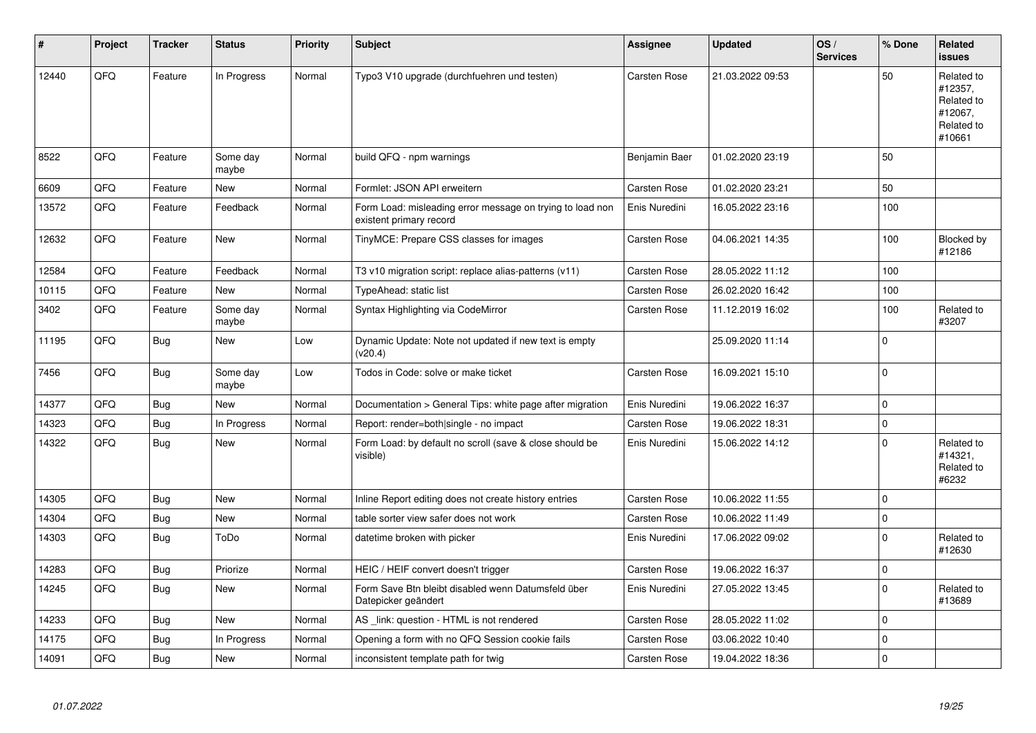| # | Project | Tracker | Status | Priority | Subject | Assignee | Updated | OS / Services | % Done | Related issues |
|---|---|---|---|---|---|---|---|---|---|---|
| 12440 | QFQ | Feature | In Progress | Normal | Typo3 V10 upgrade (durchfuehren und testen) | Carsten Rose | 21.03.2022 09:53 | | 50 | Related to #12357, Related to #12067, Related to #10661 |
| 8522 | QFQ | Feature | Some day maybe | Normal | build QFQ - npm warnings | Benjamin Baer | 01.02.2020 23:19 | | 50 | |
| 6609 | QFQ | Feature | New | Normal | Formlet: JSON API erweitern | Carsten Rose | 01.02.2020 23:21 | | 50 | |
| 13572 | QFQ | Feature | Feedback | Normal | Form Load: misleading error message on trying to load non existent primary record | Enis Nuredini | 16.05.2022 23:16 | | 100 | |
| 12632 | QFQ | Feature | New | Normal | TinyMCE: Prepare CSS classes for images | Carsten Rose | 04.06.2021 14:35 | | 100 | Blocked by #12186 |
| 12584 | QFQ | Feature | Feedback | Normal | T3 v10 migration script: replace alias-patterns (v11) | Carsten Rose | 28.05.2022 11:12 | | 100 | |
| 10115 | QFQ | Feature | New | Normal | TypeAhead: static list | Carsten Rose | 26.02.2020 16:42 | | 100 | |
| 3402 | QFQ | Feature | Some day maybe | Normal | Syntax Highlighting via CodeMirror | Carsten Rose | 11.12.2019 16:02 | | 100 | Related to #3207 |
| 11195 | QFQ | Bug | New | Low | Dynamic Update: Note not updated if new text is empty (v20.4) | | 25.09.2020 11:14 | | 0 | |
| 7456 | QFQ | Bug | Some day maybe | Low | Todos in Code: solve or make ticket | Carsten Rose | 16.09.2021 15:10 | | 0 | |
| 14377 | QFQ | Bug | New | Normal | Documentation > General Tips: white page after migration | Enis Nuredini | 19.06.2022 16:37 | | 0 | |
| 14323 | QFQ | Bug | In Progress | Normal | Report: render=both\|single - no impact | Carsten Rose | 19.06.2022 18:31 | | 0 | |
| 14322 | QFQ | Bug | New | Normal | Form Load: by default no scroll (save & close should be visible) | Enis Nuredini | 15.06.2022 14:12 | | 0 | Related to #14321, Related to #6232 |
| 14305 | QFQ | Bug | New | Normal | Inline Report editing does not create history entries | Carsten Rose | 10.06.2022 11:55 | | 0 | |
| 14304 | QFQ | Bug | New | Normal | table sorter view safer does not work | Carsten Rose | 10.06.2022 11:49 | | 0 | |
| 14303 | QFQ | Bug | ToDo | Normal | datetime broken with picker | Enis Nuredini | 17.06.2022 09:02 | | 0 | Related to #12630 |
| 14283 | QFQ | Bug | Priorize | Normal | HEIC / HEIF convert doesn't trigger | Carsten Rose | 19.06.2022 16:37 | | 0 | |
| 14245 | QFQ | Bug | New | Normal | Form Save Btn bleibt disabled wenn Datumsfeld über Datepicker geändert | Enis Nuredini | 27.05.2022 13:45 | | 0 | Related to #13689 |
| 14233 | QFQ | Bug | New | Normal | AS _link: question - HTML is not rendered | Carsten Rose | 28.05.2022 11:02 | | 0 | |
| 14175 | QFQ | Bug | In Progress | Normal | Opening a form with no QFQ Session cookie fails | Carsten Rose | 03.06.2022 10:40 | | 0 | |
| 14091 | QFQ | Bug | New | Normal | inconsistent template path for twig | Carsten Rose | 19.04.2022 18:36 | | 0 | |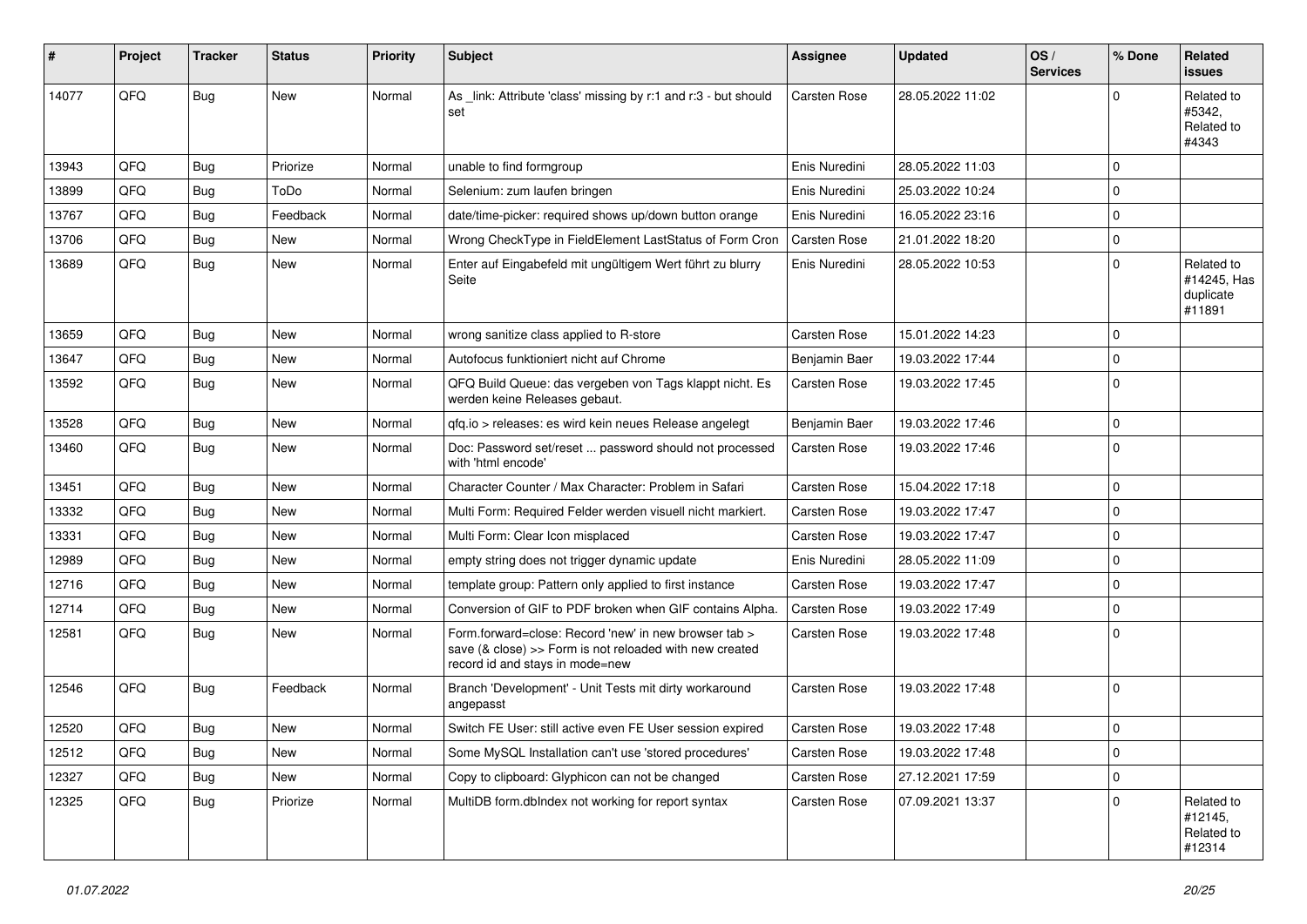| # | Project | Tracker | Status | Priority | Subject | Assignee | Updated | OS / Services | % Done | Related issues |
|---|---|---|---|---|---|---|---|---|---|---|
| 14077 | QFQ | Bug | New | Normal | As _link: Attribute 'class' missing by r:1 and r:3 - but should set | Carsten Rose | 28.05.2022 11:02 | | 0 | Related to #5342, Related to #4343 |
| 13943 | QFQ | Bug | Priorize | Normal | unable to find formgroup | Enis Nuredini | 28.05.2022 11:03 | | 0 | |
| 13899 | QFQ | Bug | ToDo | Normal | Selenium: zum laufen bringen | Enis Nuredini | 25.03.2022 10:24 | | 0 | |
| 13767 | QFQ | Bug | Feedback | Normal | date/time-picker: required shows up/down button orange | Enis Nuredini | 16.05.2022 23:16 | | 0 | |
| 13706 | QFQ | Bug | New | Normal | Wrong CheckType in FieldElement LastStatus of Form Cron | Carsten Rose | 21.01.2022 18:20 | | 0 | |
| 13689 | QFQ | Bug | New | Normal | Enter auf Eingabefeld mit ungültigem Wert führt zu blurry Seite | Enis Nuredini | 28.05.2022 10:53 | | 0 | Related to #14245, Has duplicate #11891 |
| 13659 | QFQ | Bug | New | Normal | wrong sanitize class applied to R-store | Carsten Rose | 15.01.2022 14:23 | | 0 | |
| 13647 | QFQ | Bug | New | Normal | Autofocus funktioniert nicht auf Chrome | Benjamin Baer | 19.03.2022 17:44 | | 0 | |
| 13592 | QFQ | Bug | New | Normal | QFQ Build Queue: das vergeben von Tags klappt nicht. Es werden keine Releases gebaut. | Carsten Rose | 19.03.2022 17:45 | | 0 | |
| 13528 | QFQ | Bug | New | Normal | qfq.io > releases: es wird kein neues Release angelegt | Benjamin Baer | 19.03.2022 17:46 | | 0 | |
| 13460 | QFQ | Bug | New | Normal | Doc: Password set/reset ... password should not processed with 'html encode' | Carsten Rose | 19.03.2022 17:46 | | 0 | |
| 13451 | QFQ | Bug | New | Normal | Character Counter / Max Character: Problem in Safari | Carsten Rose | 15.04.2022 17:18 | | 0 | |
| 13332 | QFQ | Bug | New | Normal | Multi Form: Required Felder werden visuell nicht markiert. | Carsten Rose | 19.03.2022 17:47 | | 0 | |
| 13331 | QFQ | Bug | New | Normal | Multi Form: Clear Icon misplaced | Carsten Rose | 19.03.2022 17:47 | | 0 | |
| 12989 | QFQ | Bug | New | Normal | empty string does not trigger dynamic update | Enis Nuredini | 28.05.2022 11:09 | | 0 | |
| 12716 | QFQ | Bug | New | Normal | template group: Pattern only applied to first instance | Carsten Rose | 19.03.2022 17:47 | | 0 | |
| 12714 | QFQ | Bug | New | Normal | Conversion of GIF to PDF broken when GIF contains Alpha. | Carsten Rose | 19.03.2022 17:49 | | 0 | |
| 12581 | QFQ | Bug | New | Normal | Form.forward=close: Record 'new' in new browser tab > save (& close) >> Form is not reloaded with new created record id and stays in mode=new | Carsten Rose | 19.03.2022 17:48 | | 0 | |
| 12546 | QFQ | Bug | Feedback | Normal | Branch 'Development' - Unit Tests mit dirty workaround angepasst | Carsten Rose | 19.03.2022 17:48 | | 0 | |
| 12520 | QFQ | Bug | New | Normal | Switch FE User: still active even FE User session expired | Carsten Rose | 19.03.2022 17:48 | | 0 | |
| 12512 | QFQ | Bug | New | Normal | Some MySQL Installation can't use 'stored procedures' | Carsten Rose | 19.03.2022 17:48 | | 0 | |
| 12327 | QFQ | Bug | New | Normal | Copy to clipboard: Glyphicon can not be changed | Carsten Rose | 27.12.2021 17:59 | | 0 | |
| 12325 | QFQ | Bug | Priorize | Normal | MultiDB form.dbIndex not working for report syntax | Carsten Rose | 07.09.2021 13:37 | | 0 | Related to #12145, Related to #12314 |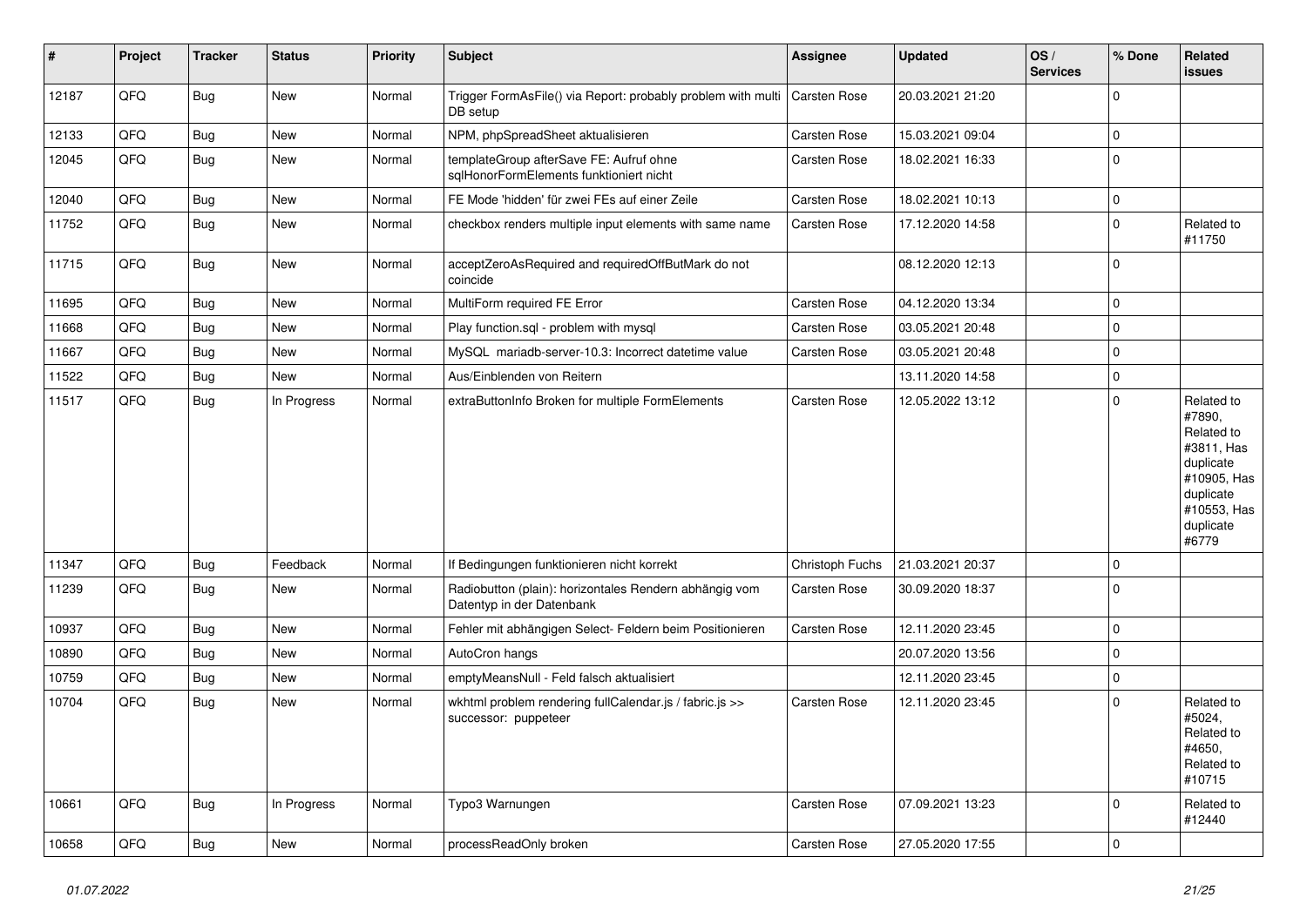| # | Project | Tracker | Status | Priority | Subject | Assignee | Updated | OS / Services | % Done | Related issues |
|---|---|---|---|---|---|---|---|---|---|---|
| 12187 | QFQ | Bug | New | Normal | Trigger FormAsFile() via Report: probably problem with multi DB setup | Carsten Rose | 20.03.2021 21:20 | | 0 | |
| 12133 | QFQ | Bug | New | Normal | NPM, phpSpreadSheet aktualisieren | Carsten Rose | 15.03.2021 09:04 | | 0 | |
| 12045 | QFQ | Bug | New | Normal | templateGroup afterSave FE: Aufruf ohne sqlHonorFormElements funktioniert nicht | Carsten Rose | 18.02.2021 16:33 | | 0 | |
| 12040 | QFQ | Bug | New | Normal | FE Mode 'hidden' für zwei FEs auf einer Zeile | Carsten Rose | 18.02.2021 10:13 | | 0 | |
| 11752 | QFQ | Bug | New | Normal | checkbox renders multiple input elements with same name | Carsten Rose | 17.12.2020 14:58 | | 0 | Related to #11750 |
| 11715 | QFQ | Bug | New | Normal | acceptZeroAsRequired and requiredOffButMark do not coincide | | 08.12.2020 12:13 | | 0 | |
| 11695 | QFQ | Bug | New | Normal | MultiForm required FE Error | Carsten Rose | 04.12.2020 13:34 | | 0 | |
| 11668 | QFQ | Bug | New | Normal | Play function.sql - problem with mysql | Carsten Rose | 03.05.2021 20:48 | | 0 | |
| 11667 | QFQ | Bug | New | Normal | MySQL mariadb-server-10.3: Incorrect datetime value | Carsten Rose | 03.05.2021 20:48 | | 0 | |
| 11522 | QFQ | Bug | New | Normal | Aus/Einblenden von Reitern | | 13.11.2020 14:58 | | 0 | |
| 11517 | QFQ | Bug | In Progress | Normal | extraButtonInfo Broken for multiple FormElements | Carsten Rose | 12.05.2022 13:12 | | 0 | Related to #7890, Related to #3811, Has duplicate #10905, Has duplicate #10553, Has duplicate #6779 |
| 11347 | QFQ | Bug | Feedback | Normal | If Bedingungen funktionieren nicht korrekt | Christoph Fuchs | 21.03.2021 20:37 | | 0 | |
| 11239 | QFQ | Bug | New | Normal | Radiobutton (plain): horizontales Rendern abhängig vom Datentyp in der Datenbank | Carsten Rose | 30.09.2020 18:37 | | 0 | |
| 10937 | QFQ | Bug | New | Normal | Fehler mit abhängigen Select- Feldern beim Positionieren | Carsten Rose | 12.11.2020 23:45 | | 0 | |
| 10890 | QFQ | Bug | New | Normal | AutoCron hangs | | 20.07.2020 13:56 | | 0 | |
| 10759 | QFQ | Bug | New | Normal | emptyMeansNull - Feld falsch aktualisiert | | 12.11.2020 23:45 | | 0 | |
| 10704 | QFQ | Bug | New | Normal | wkhtml problem rendering fullCalendar.js / fabric.js >> successor: puppeteer | Carsten Rose | 12.11.2020 23:45 | | 0 | Related to #5024, Related to #4650, Related to #10715 |
| 10661 | QFQ | Bug | In Progress | Normal | Typo3 Warnungen | Carsten Rose | 07.09.2021 13:23 | | 0 | Related to #12440 |
| 10658 | QFQ | Bug | New | Normal | processReadOnly broken | Carsten Rose | 27.05.2020 17:55 | | 0 | |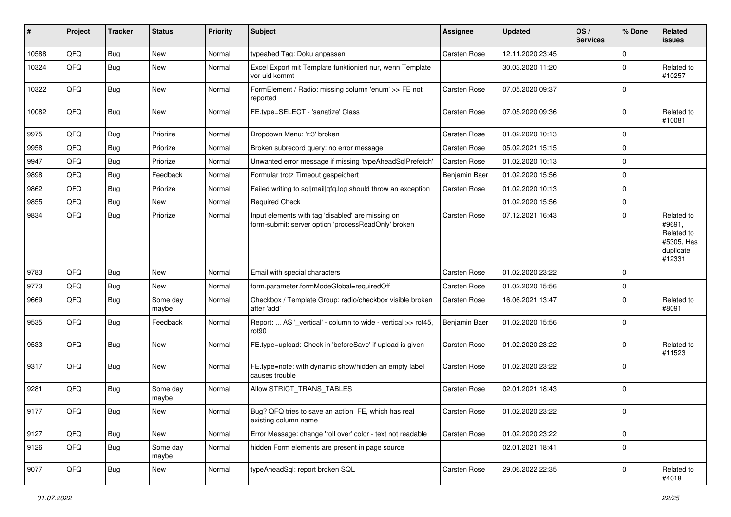| # | Project | Tracker | Status | Priority | Subject | Assignee | Updated | OS / Services | % Done | Related issues |
|---|---|---|---|---|---|---|---|---|---|---|
| 10588 | QFQ | Bug | New | Normal | typeahed Tag: Doku anpassen | Carsten Rose | 12.11.2020 23:45 | | 0 | |
| 10324 | QFQ | Bug | New | Normal | Excel Export mit Template funktioniert nur, wenn Template vor uid kommt | | 30.03.2020 11:20 | | 0 | Related to #10257 |
| 10322 | QFQ | Bug | New | Normal | FormElement / Radio: missing column 'enum' >> FE not reported | Carsten Rose | 07.05.2020 09:37 | | 0 | |
| 10082 | QFQ | Bug | New | Normal | FE.type=SELECT - 'sanatize' Class | Carsten Rose | 07.05.2020 09:36 | | 0 | Related to #10081 |
| 9975 | QFQ | Bug | Priorize | Normal | Dropdown Menu: 'r:3' broken | Carsten Rose | 01.02.2020 10:13 | | 0 | |
| 9958 | QFQ | Bug | Priorize | Normal | Broken subrecord query: no error message | Carsten Rose | 05.02.2021 15:15 | | 0 | |
| 9947 | QFQ | Bug | Priorize | Normal | Unwanted error message if missing 'typeAheadSqlPrefetch' | Carsten Rose | 01.02.2020 10:13 | | 0 | |
| 9898 | QFQ | Bug | Feedback | Normal | Formular trotz Timeout gespeichert | Benjamin Baer | 01.02.2020 15:56 | | 0 | |
| 9862 | QFQ | Bug | Priorize | Normal | Failed writing to sql\|mail\|qfq.log should throw an exception | Carsten Rose | 01.02.2020 10:13 | | 0 | |
| 9855 | QFQ | Bug | New | Normal | Required Check | | 01.02.2020 15:56 | | 0 | |
| 9834 | QFQ | Bug | Priorize | Normal | Input elements with tag 'disabled' are missing on form-submit: server option 'processReadOnly' broken | Carsten Rose | 07.12.2021 16:43 | | 0 | Related to #9691, Related to #5305, Has duplicate #12331 |
| 9783 | QFQ | Bug | New | Normal | Email with special characters | Carsten Rose | 01.02.2020 23:22 | | 0 | |
| 9773 | QFQ | Bug | New | Normal | form.parameter.formModeGlobal=requiredOff | Carsten Rose | 01.02.2020 15:56 | | 0 | |
| 9669 | QFQ | Bug | Some day maybe | Normal | Checkbox / Template Group: radio/checkbox visible broken after 'add' | Carsten Rose | 16.06.2021 13:47 | | 0 | Related to #8091 |
| 9535 | QFQ | Bug | Feedback | Normal | Report: ... AS '_vertical' - column to wide - vertical >> rot45, rot90 | Benjamin Baer | 01.02.2020 15:56 | | 0 | |
| 9533 | QFQ | Bug | New | Normal | FE.type=upload: Check in 'beforeSave' if upload is given | Carsten Rose | 01.02.2020 23:22 | | 0 | Related to #11523 |
| 9317 | QFQ | Bug | New | Normal | FE.type=note: with dynamic show/hidden an empty label causes trouble | Carsten Rose | 01.02.2020 23:22 | | 0 | |
| 9281 | QFQ | Bug | Some day maybe | Normal | Allow STRICT_TRANS_TABLES | Carsten Rose | 02.01.2021 18:43 | | 0 | |
| 9177 | QFQ | Bug | New | Normal | Bug? QFQ tries to save an action FE, which has real existing column name | Carsten Rose | 01.02.2020 23:22 | | 0 | |
| 9127 | QFQ | Bug | New | Normal | Error Message: change 'roll over' color - text not readable | Carsten Rose | 01.02.2020 23:22 | | 0 | |
| 9126 | QFQ | Bug | Some day maybe | Normal | hidden Form elements are present in page source | | 02.01.2021 18:41 | | 0 | |
| 9077 | QFQ | Bug | New | Normal | typeAheadSql: report broken SQL | Carsten Rose | 29.06.2022 22:35 | | 0 | Related to #4018 |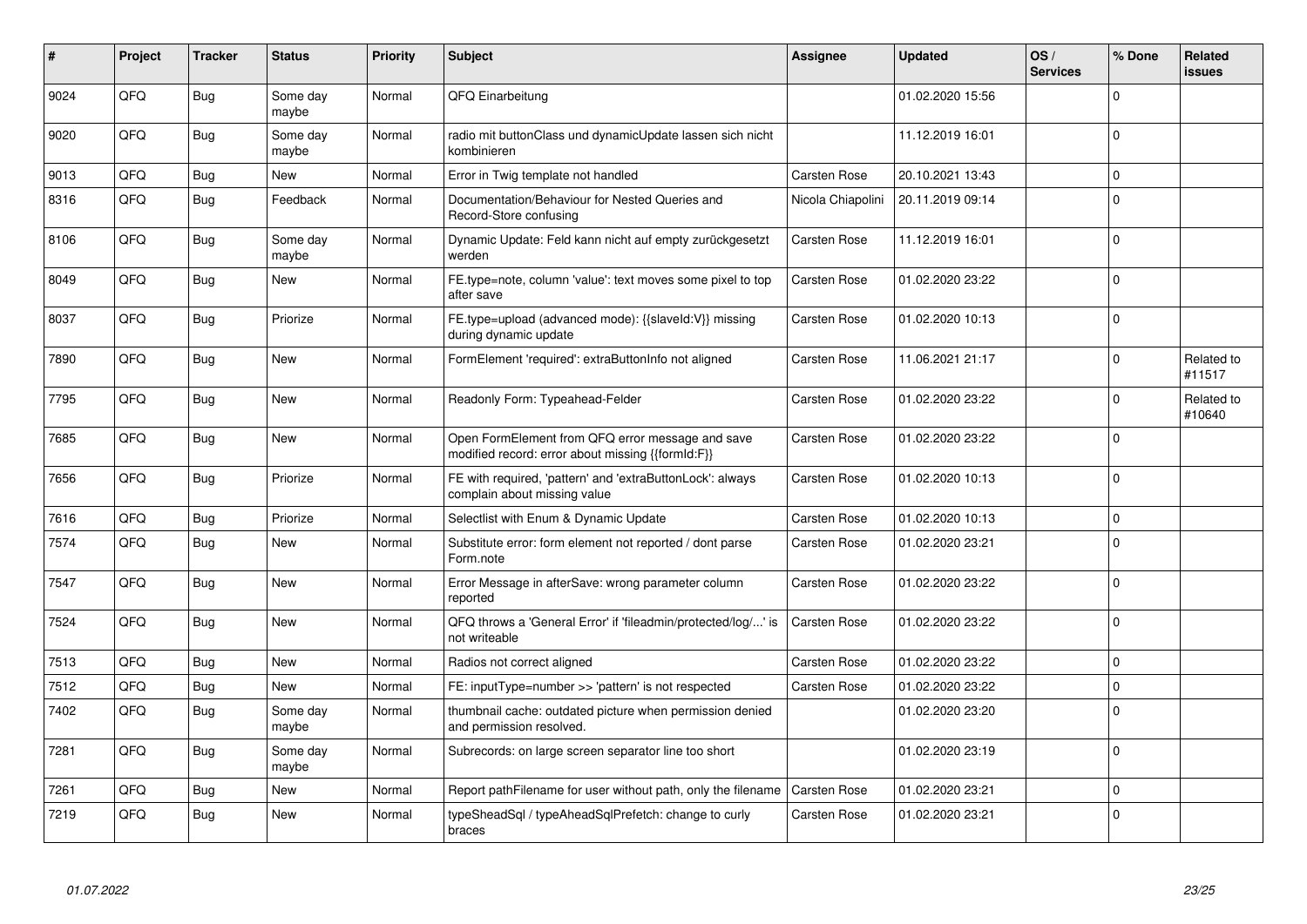| # | Project | Tracker | Status | Priority | Subject | Assignee | Updated | OS / Services | % Done | Related issues |
|---|---|---|---|---|---|---|---|---|---|---|
| 9024 | QFQ | Bug | Some day maybe | Normal | QFQ Einarbeitung | | 01.02.2020 15:56 | | 0 | |
| 9020 | QFQ | Bug | Some day maybe | Normal | radio mit buttonClass und dynamicUpdate lassen sich nicht kombinieren | | 11.12.2019 16:01 | | 0 | |
| 9013 | QFQ | Bug | New | Normal | Error in Twig template not handled | Carsten Rose | 20.10.2021 13:43 | | 0 | |
| 8316 | QFQ | Bug | Feedback | Normal | Documentation/Behaviour for Nested Queries and Record-Store confusing | Nicola Chiapolini | 20.11.2019 09:14 | | 0 | |
| 8106 | QFQ | Bug | Some day maybe | Normal | Dynamic Update: Feld kann nicht auf empty zurückgesetzt werden | Carsten Rose | 11.12.2019 16:01 | | 0 | |
| 8049 | QFQ | Bug | New | Normal | FE.type=note, column 'value': text moves some pixel to top after save | Carsten Rose | 01.02.2020 23:22 | | 0 | |
| 8037 | QFQ | Bug | Priorize | Normal | FE.type=upload (advanced mode): {{slaveId:V}} missing during dynamic update | Carsten Rose | 01.02.2020 10:13 | | 0 | |
| 7890 | QFQ | Bug | New | Normal | FormElement 'required': extraButtonInfo not aligned | Carsten Rose | 11.06.2021 21:17 | | 0 | Related to #11517 |
| 7795 | QFQ | Bug | New | Normal | Readonly Form: Typeahead-Felder | Carsten Rose | 01.02.2020 23:22 | | 0 | Related to #10640 |
| 7685 | QFQ | Bug | New | Normal | Open FormElement from QFQ error message and save modified record: error about missing {{formId:F}} | Carsten Rose | 01.02.2020 23:22 | | 0 | |
| 7656 | QFQ | Bug | Priorize | Normal | FE with required, 'pattern' and 'extraButtonLock': always complain about missing value | Carsten Rose | 01.02.2020 10:13 | | 0 | |
| 7616 | QFQ | Bug | Priorize | Normal | Selectlist with Enum & Dynamic Update | Carsten Rose | 01.02.2020 10:13 | | 0 | |
| 7574 | QFQ | Bug | New | Normal | Substitute error: form element not reported / dont parse Form.note | Carsten Rose | 01.02.2020 23:21 | | 0 | |
| 7547 | QFQ | Bug | New | Normal | Error Message in afterSave: wrong parameter column reported | Carsten Rose | 01.02.2020 23:22 | | 0 | |
| 7524 | QFQ | Bug | New | Normal | QFQ throws a 'General Error' if 'fileadmin/protected/log/...' is not writeable | Carsten Rose | 01.02.2020 23:22 | | 0 | |
| 7513 | QFQ | Bug | New | Normal | Radios not correct aligned | Carsten Rose | 01.02.2020 23:22 | | 0 | |
| 7512 | QFQ | Bug | New | Normal | FE: inputType=number >> 'pattern' is not respected | Carsten Rose | 01.02.2020 23:22 | | 0 | |
| 7402 | QFQ | Bug | Some day maybe | Normal | thumbnail cache: outdated picture when permission denied and permission resolved. | | 01.02.2020 23:20 | | 0 | |
| 7281 | QFQ | Bug | Some day maybe | Normal | Subrecords: on large screen separator line too short | | 01.02.2020 23:19 | | 0 | |
| 7261 | QFQ | Bug | New | Normal | Report pathFilename for user without path, only the filename | Carsten Rose | 01.02.2020 23:21 | | 0 | |
| 7219 | QFQ | Bug | New | Normal | typeSheadSql / typeAheadSqlPrefetch: change to curly braces | Carsten Rose | 01.02.2020 23:21 | | 0 | |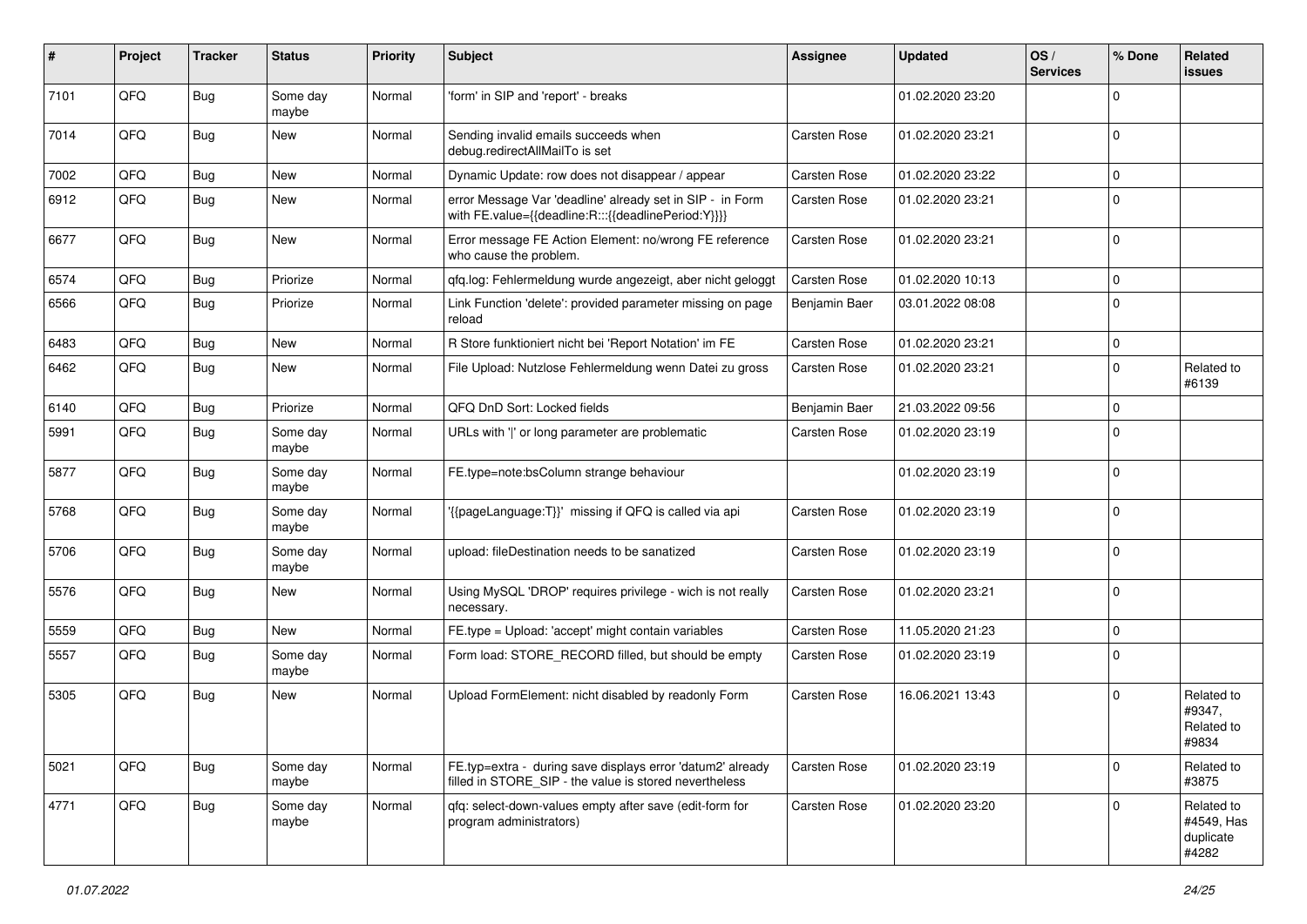| # | Project | Tracker | Status | Priority | Subject | Assignee | Updated | OS / Services | % Done | Related issues |
|---|---|---|---|---|---|---|---|---|---|---|
| 7101 | QFQ | Bug | Some day maybe | Normal | 'form' in SIP and 'report' - breaks | | 01.02.2020 23:20 | | 0 | |
| 7014 | QFQ | Bug | New | Normal | Sending invalid emails succeeds when debug.redirectAllMailTo is set | Carsten Rose | 01.02.2020 23:21 | | 0 | |
| 7002 | QFQ | Bug | New | Normal | Dynamic Update: row does not disappear / appear | Carsten Rose | 01.02.2020 23:22 | | 0 | |
| 6912 | QFQ | Bug | New | Normal | error Message Var 'deadline' already set in SIP - in Form with FE.value={{deadline:R:::{{deadlinePeriod:Y}}}} | Carsten Rose | 01.02.2020 23:21 | | 0 | |
| 6677 | QFQ | Bug | New | Normal | Error message FE Action Element: no/wrong FE reference who cause the problem. | Carsten Rose | 01.02.2020 23:21 | | 0 | |
| 6574 | QFQ | Bug | Priorize | Normal | qfq.log: Fehlermeldung wurde angezeigt, aber nicht geloggt | Carsten Rose | 01.02.2020 10:13 | | 0 | |
| 6566 | QFQ | Bug | Priorize | Normal | Link Function 'delete': provided parameter missing on page reload | Benjamin Baer | 03.01.2022 08:08 | | 0 | |
| 6483 | QFQ | Bug | New | Normal | R Store funktioniert nicht bei 'Report Notation' im FE | Carsten Rose | 01.02.2020 23:21 | | 0 | |
| 6462 | QFQ | Bug | New | Normal | File Upload: Nutzlose Fehlermeldung wenn Datei zu gross | Carsten Rose | 01.02.2020 23:21 | | 0 | Related to #6139 |
| 6140 | QFQ | Bug | Priorize | Normal | QFQ DnD Sort: Locked fields | Benjamin Baer | 21.03.2022 09:56 | | 0 | |
| 5991 | QFQ | Bug | Some day maybe | Normal | URLs with '\|' or long parameter are problematic | Carsten Rose | 01.02.2020 23:19 | | 0 | |
| 5877 | QFQ | Bug | Some day maybe | Normal | FE.type=note:bsColumn strange behaviour | | 01.02.2020 23:19 | | 0 | |
| 5768 | QFQ | Bug | Some day maybe | Normal | '{{pageLanguage:T}}' missing if QFQ is called via api | Carsten Rose | 01.02.2020 23:19 | | 0 | |
| 5706 | QFQ | Bug | Some day maybe | Normal | upload: fileDestination needs to be sanatized | Carsten Rose | 01.02.2020 23:19 | | 0 | |
| 5576 | QFQ | Bug | New | Normal | Using MySQL 'DROP' requires privilege - wich is not really necessary. | Carsten Rose | 01.02.2020 23:21 | | 0 | |
| 5559 | QFQ | Bug | New | Normal | FE.type = Upload: 'accept' might contain variables | Carsten Rose | 11.05.2020 21:23 | | 0 | |
| 5557 | QFQ | Bug | Some day maybe | Normal | Form load: STORE_RECORD filled, but should be empty | Carsten Rose | 01.02.2020 23:19 | | 0 | |
| 5305 | QFQ | Bug | New | Normal | Upload FormElement: nicht disabled by readonly Form | Carsten Rose | 16.06.2021 13:43 | | 0 | Related to #9347, Related to #9834 |
| 5021 | QFQ | Bug | Some day maybe | Normal | FE.typ=extra - during save displays error 'datum2' already filled in STORE_SIP - the value is stored nevertheless | Carsten Rose | 01.02.2020 23:19 | | 0 | Related to #3875 |
| 4771 | QFQ | Bug | Some day maybe | Normal | qfq: select-down-values empty after save (edit-form for program administrators) | Carsten Rose | 01.02.2020 23:20 | | 0 | Related to #4549, Has duplicate #4282 |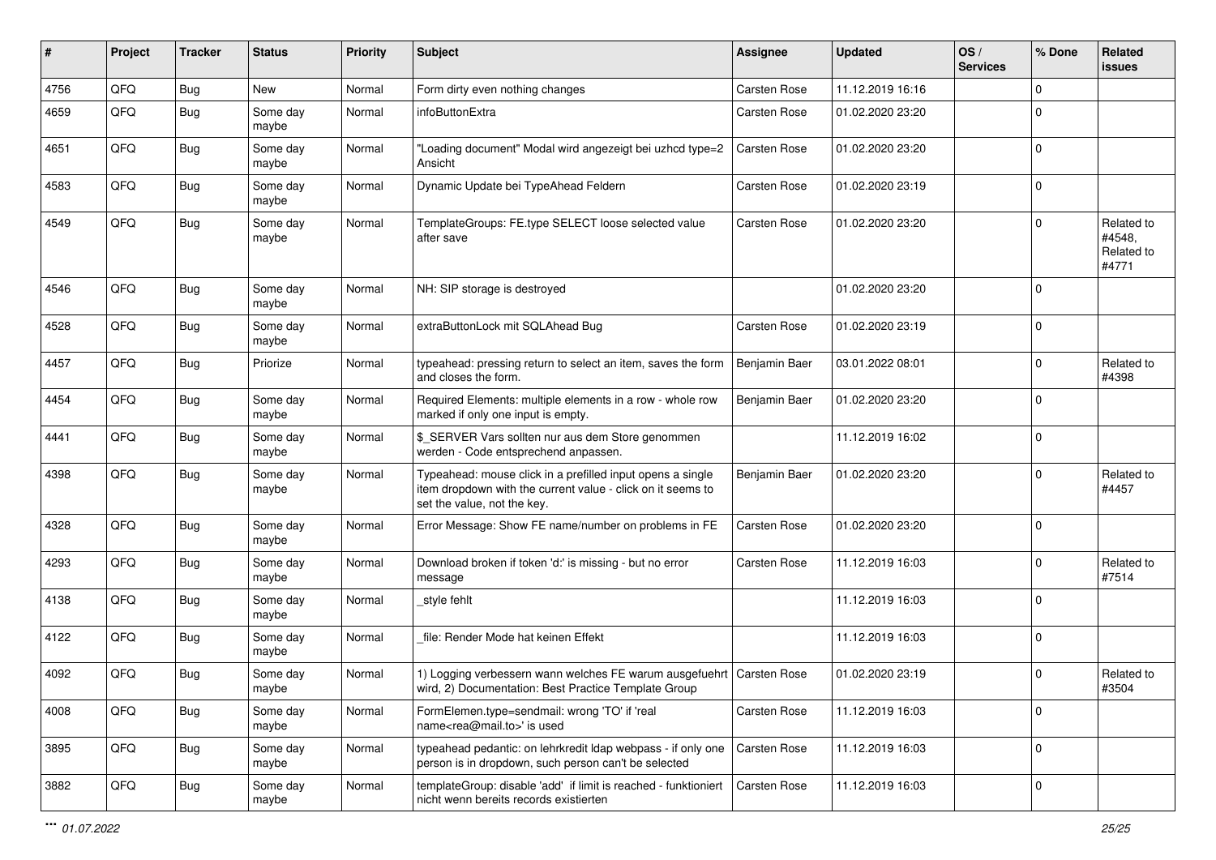| # | Project | Tracker | Status | Priority | Subject | Assignee | Updated | OS / Services | % Done | Related issues |
|---|---|---|---|---|---|---|---|---|---|---|
| 4756 | QFQ | Bug | New | Normal | Form dirty even nothing changes | Carsten Rose | 11.12.2019 16:16 | | 0 | |
| 4659 | QFQ | Bug | Some day maybe | Normal | infoButtonExtra | Carsten Rose | 01.02.2020 23:20 | | 0 | |
| 4651 | QFQ | Bug | Some day maybe | Normal | "Loading document" Modal wird angezeigt bei uzhcd type=2 Ansicht | Carsten Rose | 01.02.2020 23:20 | | 0 | |
| 4583 | QFQ | Bug | Some day maybe | Normal | Dynamic Update bei TypeAhead Feldern | Carsten Rose | 01.02.2020 23:19 | | 0 | |
| 4549 | QFQ | Bug | Some day maybe | Normal | TemplateGroups: FE.type SELECT loose selected value after save | Carsten Rose | 01.02.2020 23:20 | | 0 | Related to #4548, Related to #4771 |
| 4546 | QFQ | Bug | Some day maybe | Normal | NH: SIP storage is destroyed | | 01.02.2020 23:20 | | 0 | |
| 4528 | QFQ | Bug | Some day maybe | Normal | extraButtonLock mit SQLAhead Bug | Carsten Rose | 01.02.2020 23:19 | | 0 | |
| 4457 | QFQ | Bug | Priorize | Normal | typeahead: pressing return to select an item, saves the form and closes the form. | Benjamin Baer | 03.01.2022 08:01 | | 0 | Related to #4398 |
| 4454 | QFQ | Bug | Some day maybe | Normal | Required Elements: multiple elements in a row - whole row marked if only one input is empty. | Benjamin Baer | 01.02.2020 23:20 | | 0 | |
| 4441 | QFQ | Bug | Some day maybe | Normal | $_SERVER Vars sollten nur aus dem Store genommen werden - Code entsprechend anpassen. | | 11.12.2019 16:02 | | 0 | |
| 4398 | QFQ | Bug | Some day maybe | Normal | Typeahead: mouse click in a prefilled input opens a single item dropdown with the current value - click on it seems to set the value, not the key. | Benjamin Baer | 01.02.2020 23:20 | | 0 | Related to #4457 |
| 4328 | QFQ | Bug | Some day maybe | Normal | Error Message: Show FE name/number on problems in FE | Carsten Rose | 01.02.2020 23:20 | | 0 | |
| 4293 | QFQ | Bug | Some day maybe | Normal | Download broken if token 'd:' is missing - but no error message | Carsten Rose | 11.12.2019 16:03 | | 0 | Related to #7514 |
| 4138 | QFQ | Bug | Some day maybe | Normal | _style fehlt | | 11.12.2019 16:03 | | 0 | |
| 4122 | QFQ | Bug | Some day maybe | Normal | _file: Render Mode hat keinen Effekt | | 11.12.2019 16:03 | | 0 | |
| 4092 | QFQ | Bug | Some day maybe | Normal | 1) Logging verbessern wann welches FE warum ausgefuehrt wird, 2) Documentation: Best Practice Template Group | Carsten Rose | 01.02.2020 23:19 | | 0 | Related to #3504 |
| 4008 | QFQ | Bug | Some day maybe | Normal | FormElemen.type=sendmail: wrong 'TO' if 'real name<rea@mail.to>' is used | Carsten Rose | 11.12.2019 16:03 | | 0 | |
| 3895 | QFQ | Bug | Some day maybe | Normal | typeahead pedantic: on lehrkredit ldap webpass - if only one person is in dropdown, such person can't be selected | Carsten Rose | 11.12.2019 16:03 | | 0 | |
| 3882 | QFQ | Bug | Some day maybe | Normal | templateGroup: disable 'add' if limit is reached - funktioniert nicht wenn bereits records existierten | Carsten Rose | 11.12.2019 16:03 | | 0 | |

*01.07.2022*